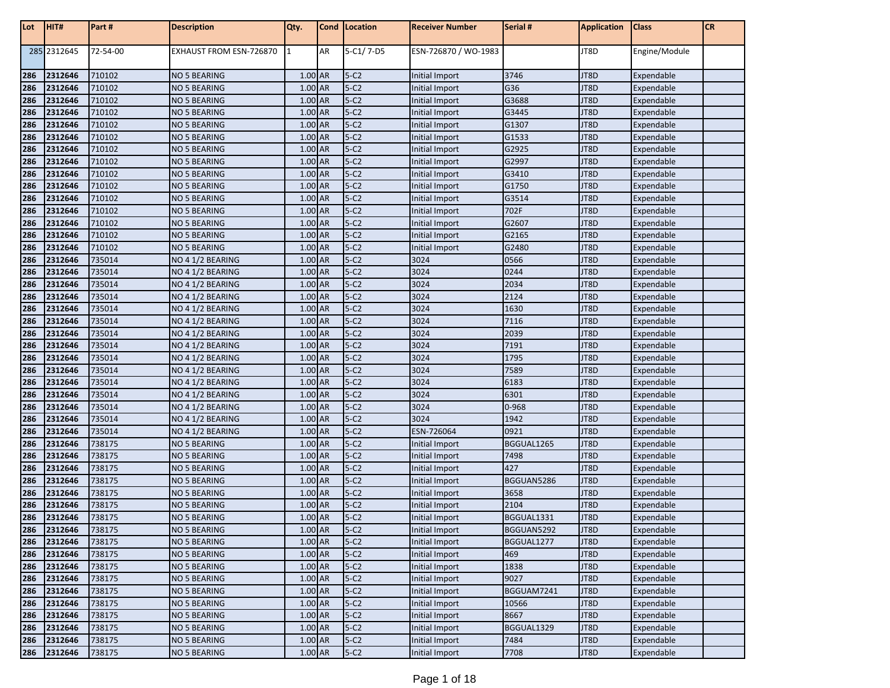| Lot | HIT# | Part # | Description | Qty. | Cond | Location | Receiver Number | Serial # | Application | Class | CR |
|---|---|---|---|---|---|---|---|---|---|---|---|
| 285 | 2312645 | 72-54-00 | EXHAUST FROM ESN-726870 | 1 | AR | 5-C1/ 7-D5 | ESN-726870 / WO-1983 | | JT8D | Engine/Module | |
| 286 | 2312646 | 710102 | NO 5 BEARING | 1.00 | AR | 5-C2 | Initial Import | 3746 | JT8D | Expendable | |
| 286 | 2312646 | 710102 | NO 5 BEARING | 1.00 | AR | 5-C2 | Initial Import | G36 | JT8D | Expendable | |
| 286 | 2312646 | 710102 | NO 5 BEARING | 1.00 | AR | 5-C2 | Initial Import | G3688 | JT8D | Expendable | |
| 286 | 2312646 | 710102 | NO 5 BEARING | 1.00 | AR | 5-C2 | Initial Import | G3445 | JT8D | Expendable | |
| 286 | 2312646 | 710102 | NO 5 BEARING | 1.00 | AR | 5-C2 | Initial Import | G1307 | JT8D | Expendable | |
| 286 | 2312646 | 710102 | NO 5 BEARING | 1.00 | AR | 5-C2 | Initial Import | G1533 | JT8D | Expendable | |
| 286 | 2312646 | 710102 | NO 5 BEARING | 1.00 | AR | 5-C2 | Initial Import | G2925 | JT8D | Expendable | |
| 286 | 2312646 | 710102 | NO 5 BEARING | 1.00 | AR | 5-C2 | Initial Import | G2997 | JT8D | Expendable | |
| 286 | 2312646 | 710102 | NO 5 BEARING | 1.00 | AR | 5-C2 | Initial Import | G3410 | JT8D | Expendable | |
| 286 | 2312646 | 710102 | NO 5 BEARING | 1.00 | AR | 5-C2 | Initial Import | G1750 | JT8D | Expendable | |
| 286 | 2312646 | 710102 | NO 5 BEARING | 1.00 | AR | 5-C2 | Initial Import | G3514 | JT8D | Expendable | |
| 286 | 2312646 | 710102 | NO 5 BEARING | 1.00 | AR | 5-C2 | Initial Import | 702F | JT8D | Expendable | |
| 286 | 2312646 | 710102 | NO 5 BEARING | 1.00 | AR | 5-C2 | Initial Import | G2607 | JT8D | Expendable | |
| 286 | 2312646 | 710102 | NO 5 BEARING | 1.00 | AR | 5-C2 | Initial Import | G2165 | JT8D | Expendable | |
| 286 | 2312646 | 710102 | NO 5 BEARING | 1.00 | AR | 5-C2 | Initial Import | G2480 | JT8D | Expendable | |
| 286 | 2312646 | 735014 | NO 4 1/2 BEARING | 1.00 | AR | 5-C2 | 3024 | 0566 | JT8D | Expendable | |
| 286 | 2312646 | 735014 | NO 4 1/2 BEARING | 1.00 | AR | 5-C2 | 3024 | 0244 | JT8D | Expendable | |
| 286 | 2312646 | 735014 | NO 4 1/2 BEARING | 1.00 | AR | 5-C2 | 3024 | 2034 | JT8D | Expendable | |
| 286 | 2312646 | 735014 | NO 4 1/2 BEARING | 1.00 | AR | 5-C2 | 3024 | 2124 | JT8D | Expendable | |
| 286 | 2312646 | 735014 | NO 4 1/2 BEARING | 1.00 | AR | 5-C2 | 3024 | 1630 | JT8D | Expendable | |
| 286 | 2312646 | 735014 | NO 4 1/2 BEARING | 1.00 | AR | 5-C2 | 3024 | 7116 | JT8D | Expendable | |
| 286 | 2312646 | 735014 | NO 4 1/2 BEARING | 1.00 | AR | 5-C2 | 3024 | 2039 | JT8D | Expendable | |
| 286 | 2312646 | 735014 | NO 4 1/2 BEARING | 1.00 | AR | 5-C2 | 3024 | 7191 | JT8D | Expendable | |
| 286 | 2312646 | 735014 | NO 4 1/2 BEARING | 1.00 | AR | 5-C2 | 3024 | 1795 | JT8D | Expendable | |
| 286 | 2312646 | 735014 | NO 4 1/2 BEARING | 1.00 | AR | 5-C2 | 3024 | 7589 | JT8D | Expendable | |
| 286 | 2312646 | 735014 | NO 4 1/2 BEARING | 1.00 | AR | 5-C2 | 3024 | 6183 | JT8D | Expendable | |
| 286 | 2312646 | 735014 | NO 4 1/2 BEARING | 1.00 | AR | 5-C2 | 3024 | 6301 | JT8D | Expendable | |
| 286 | 2312646 | 735014 | NO 4 1/2 BEARING | 1.00 | AR | 5-C2 | 3024 | 0-968 | JT8D | Expendable | |
| 286 | 2312646 | 735014 | NO 4 1/2 BEARING | 1.00 | AR | 5-C2 | 3024 | 1942 | JT8D | Expendable | |
| 286 | 2312646 | 735014 | NO 4 1/2 BEARING | 1.00 | AR | 5-C2 | ESN-726064 | 0921 | JT8D | Expendable | |
| 286 | 2312646 | 738175 | NO 5 BEARING | 1.00 | AR | 5-C2 | Initial Import | BGGUAL1265 | JT8D | Expendable | |
| 286 | 2312646 | 738175 | NO 5 BEARING | 1.00 | AR | 5-C2 | Initial Import | 7498 | JT8D | Expendable | |
| 286 | 2312646 | 738175 | NO 5 BEARING | 1.00 | AR | 5-C2 | Initial Import | 427 | JT8D | Expendable | |
| 286 | 2312646 | 738175 | NO 5 BEARING | 1.00 | AR | 5-C2 | Initial Import | BGGUAN5286 | JT8D | Expendable | |
| 286 | 2312646 | 738175 | NO 5 BEARING | 1.00 | AR | 5-C2 | Initial Import | 3658 | JT8D | Expendable | |
| 286 | 2312646 | 738175 | NO 5 BEARING | 1.00 | AR | 5-C2 | Initial Import | 2104 | JT8D | Expendable | |
| 286 | 2312646 | 738175 | NO 5 BEARING | 1.00 | AR | 5-C2 | Initial Import | BGGUAL1331 | JT8D | Expendable | |
| 286 | 2312646 | 738175 | NO 5 BEARING | 1.00 | AR | 5-C2 | Initial Import | BGGUAN5292 | JT8D | Expendable | |
| 286 | 2312646 | 738175 | NO 5 BEARING | 1.00 | AR | 5-C2 | Initial Import | BGGUAL1277 | JT8D | Expendable | |
| 286 | 2312646 | 738175 | NO 5 BEARING | 1.00 | AR | 5-C2 | Initial Import | 469 | JT8D | Expendable | |
| 286 | 2312646 | 738175 | NO 5 BEARING | 1.00 | AR | 5-C2 | Initial Import | 1838 | JT8D | Expendable | |
| 286 | 2312646 | 738175 | NO 5 BEARING | 1.00 | AR | 5-C2 | Initial Import | 9027 | JT8D | Expendable | |
| 286 | 2312646 | 738175 | NO 5 BEARING | 1.00 | AR | 5-C2 | Initial Import | BGGUAM7241 | JT8D | Expendable | |
| 286 | 2312646 | 738175 | NO 5 BEARING | 1.00 | AR | 5-C2 | Initial Import | 10566 | JT8D | Expendable | |
| 286 | 2312646 | 738175 | NO 5 BEARING | 1.00 | AR | 5-C2 | Initial Import | 8667 | JT8D | Expendable | |
| 286 | 2312646 | 738175 | NO 5 BEARING | 1.00 | AR | 5-C2 | Initial Import | BGGUAL1329 | JT8D | Expendable | |
| 286 | 2312646 | 738175 | NO 5 BEARING | 1.00 | AR | 5-C2 | Initial Import | 7484 | JT8D | Expendable | |
| 286 | 2312646 | 738175 | NO 5 BEARING | 1.00 | AR | 5-C2 | Initial Import | 7708 | JT8D | Expendable | |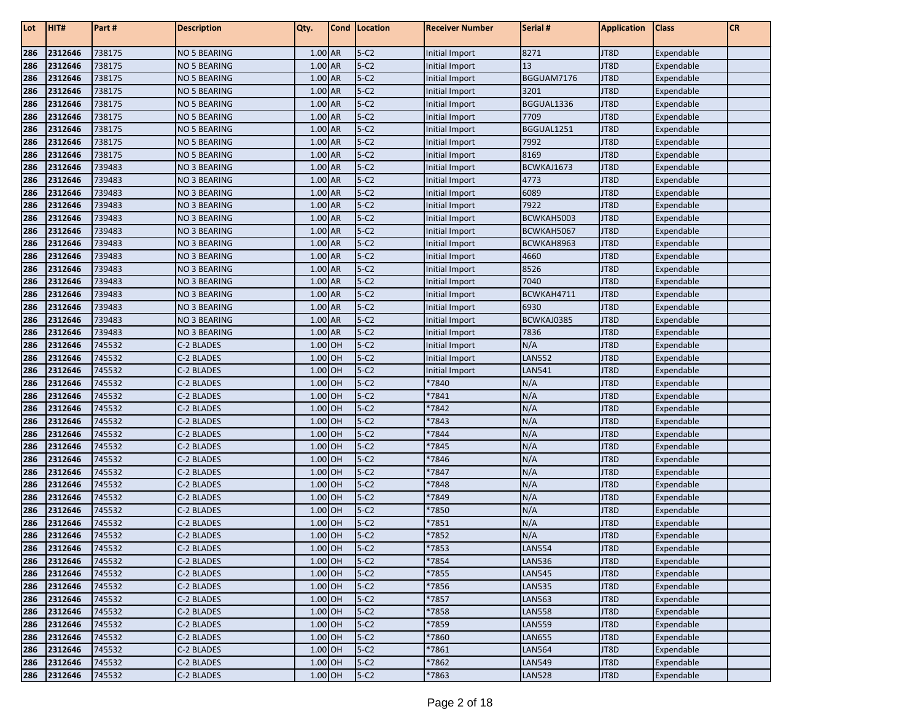| Lot | HIT# | Part # | Description | Qty. | Cond | Location | Receiver Number | Serial # | Application | Class | CR |
|---|---|---|---|---|---|---|---|---|---|---|---|
| 286 | 2312646 | 738175 | NO 5 BEARING | 1.00 | AR | 5-C2 | Initial Import | 8271 | JT8D | Expendable | |
| 286 | 2312646 | 738175 | NO 5 BEARING | 1.00 | AR | 5-C2 | Initial Import | 13 | JT8D | Expendable | |
| 286 | 2312646 | 738175 | NO 5 BEARING | 1.00 | AR | 5-C2 | Initial Import | BGGUAM7176 | JT8D | Expendable | |
| 286 | 2312646 | 738175 | NO 5 BEARING | 1.00 | AR | 5-C2 | Initial Import | 3201 | JT8D | Expendable | |
| 286 | 2312646 | 738175 | NO 5 BEARING | 1.00 | AR | 5-C2 | Initial Import | BGGUAL1336 | JT8D | Expendable | |
| 286 | 2312646 | 738175 | NO 5 BEARING | 1.00 | AR | 5-C2 | Initial Import | 7709 | JT8D | Expendable | |
| 286 | 2312646 | 738175 | NO 5 BEARING | 1.00 | AR | 5-C2 | Initial Import | BGGUAL1251 | JT8D | Expendable | |
| 286 | 2312646 | 738175 | NO 5 BEARING | 1.00 | AR | 5-C2 | Initial Import | 7992 | JT8D | Expendable | |
| 286 | 2312646 | 738175 | NO 5 BEARING | 1.00 | AR | 5-C2 | Initial Import | 8169 | JT8D | Expendable | |
| 286 | 2312646 | 739483 | NO 3 BEARING | 1.00 | AR | 5-C2 | Initial Import | BCWKAJ1673 | JT8D | Expendable | |
| 286 | 2312646 | 739483 | NO 3 BEARING | 1.00 | AR | 5-C2 | Initial Import | 4773 | JT8D | Expendable | |
| 286 | 2312646 | 739483 | NO 3 BEARING | 1.00 | AR | 5-C2 | Initial Import | 6089 | JT8D | Expendable | |
| 286 | 2312646 | 739483 | NO 3 BEARING | 1.00 | AR | 5-C2 | Initial Import | 7922 | JT8D | Expendable | |
| 286 | 2312646 | 739483 | NO 3 BEARING | 1.00 | AR | 5-C2 | Initial Import | BCWKAH5003 | JT8D | Expendable | |
| 286 | 2312646 | 739483 | NO 3 BEARING | 1.00 | AR | 5-C2 | Initial Import | BCWKAH5067 | JT8D | Expendable | |
| 286 | 2312646 | 739483 | NO 3 BEARING | 1.00 | AR | 5-C2 | Initial Import | BCWKAH8963 | JT8D | Expendable | |
| 286 | 2312646 | 739483 | NO 3 BEARING | 1.00 | AR | 5-C2 | Initial Import | 4660 | JT8D | Expendable | |
| 286 | 2312646 | 739483 | NO 3 BEARING | 1.00 | AR | 5-C2 | Initial Import | 8526 | JT8D | Expendable | |
| 286 | 2312646 | 739483 | NO 3 BEARING | 1.00 | AR | 5-C2 | Initial Import | 7040 | JT8D | Expendable | |
| 286 | 2312646 | 739483 | NO 3 BEARING | 1.00 | AR | 5-C2 | Initial Import | BCWKAH4711 | JT8D | Expendable | |
| 286 | 2312646 | 739483 | NO 3 BEARING | 1.00 | AR | 5-C2 | Initial Import | 6930 | JT8D | Expendable | |
| 286 | 2312646 | 739483 | NO 3 BEARING | 1.00 | AR | 5-C2 | Initial Import | BCWKAJ0385 | JT8D | Expendable | |
| 286 | 2312646 | 739483 | NO 3 BEARING | 1.00 | AR | 5-C2 | Initial Import | 7836 | JT8D | Expendable | |
| 286 | 2312646 | 745532 | C-2 BLADES | 1.00 | OH | 5-C2 | Initial Import | N/A | JT8D | Expendable | |
| 286 | 2312646 | 745532 | C-2 BLADES | 1.00 | OH | 5-C2 | Initial Import | LAN552 | JT8D | Expendable | |
| 286 | 2312646 | 745532 | C-2 BLADES | 1.00 | OH | 5-C2 | Initial Import | LAN541 | JT8D | Expendable | |
| 286 | 2312646 | 745532 | C-2 BLADES | 1.00 | OH | 5-C2 | *7840 | N/A | JT8D | Expendable | |
| 286 | 2312646 | 745532 | C-2 BLADES | 1.00 | OH | 5-C2 | *7841 | N/A | JT8D | Expendable | |
| 286 | 2312646 | 745532 | C-2 BLADES | 1.00 | OH | 5-C2 | *7842 | N/A | JT8D | Expendable | |
| 286 | 2312646 | 745532 | C-2 BLADES | 1.00 | OH | 5-C2 | *7843 | N/A | JT8D | Expendable | |
| 286 | 2312646 | 745532 | C-2 BLADES | 1.00 | OH | 5-C2 | *7844 | N/A | JT8D | Expendable | |
| 286 | 2312646 | 745532 | C-2 BLADES | 1.00 | OH | 5-C2 | *7845 | N/A | JT8D | Expendable | |
| 286 | 2312646 | 745532 | C-2 BLADES | 1.00 | OH | 5-C2 | *7846 | N/A | JT8D | Expendable | |
| 286 | 2312646 | 745532 | C-2 BLADES | 1.00 | OH | 5-C2 | *7847 | N/A | JT8D | Expendable | |
| 286 | 2312646 | 745532 | C-2 BLADES | 1.00 | OH | 5-C2 | *7848 | N/A | JT8D | Expendable | |
| 286 | 2312646 | 745532 | C-2 BLADES | 1.00 | OH | 5-C2 | *7849 | N/A | JT8D | Expendable | |
| 286 | 2312646 | 745532 | C-2 BLADES | 1.00 | OH | 5-C2 | *7850 | N/A | JT8D | Expendable | |
| 286 | 2312646 | 745532 | C-2 BLADES | 1.00 | OH | 5-C2 | *7851 | N/A | JT8D | Expendable | |
| 286 | 2312646 | 745532 | C-2 BLADES | 1.00 | OH | 5-C2 | *7852 | N/A | JT8D | Expendable | |
| 286 | 2312646 | 745532 | C-2 BLADES | 1.00 | OH | 5-C2 | *7853 | LAN554 | JT8D | Expendable | |
| 286 | 2312646 | 745532 | C-2 BLADES | 1.00 | OH | 5-C2 | *7854 | LAN536 | JT8D | Expendable | |
| 286 | 2312646 | 745532 | C-2 BLADES | 1.00 | OH | 5-C2 | *7855 | LAN545 | JT8D | Expendable | |
| 286 | 2312646 | 745532 | C-2 BLADES | 1.00 | OH | 5-C2 | *7856 | LAN535 | JT8D | Expendable | |
| 286 | 2312646 | 745532 | C-2 BLADES | 1.00 | OH | 5-C2 | *7857 | LAN563 | JT8D | Expendable | |
| 286 | 2312646 | 745532 | C-2 BLADES | 1.00 | OH | 5-C2 | *7858 | LAN558 | JT8D | Expendable | |
| 286 | 2312646 | 745532 | C-2 BLADES | 1.00 | OH | 5-C2 | *7859 | LAN559 | JT8D | Expendable | |
| 286 | 2312646 | 745532 | C-2 BLADES | 1.00 | OH | 5-C2 | *7860 | LAN655 | JT8D | Expendable | |
| 286 | 2312646 | 745532 | C-2 BLADES | 1.00 | OH | 5-C2 | *7861 | LAN564 | JT8D | Expendable | |
| 286 | 2312646 | 745532 | C-2 BLADES | 1.00 | OH | 5-C2 | *7862 | LAN549 | JT8D | Expendable | |
| 286 | 2312646 | 745532 | C-2 BLADES | 1.00 | OH | 5-C2 | *7863 | LAN528 | JT8D | Expendable | |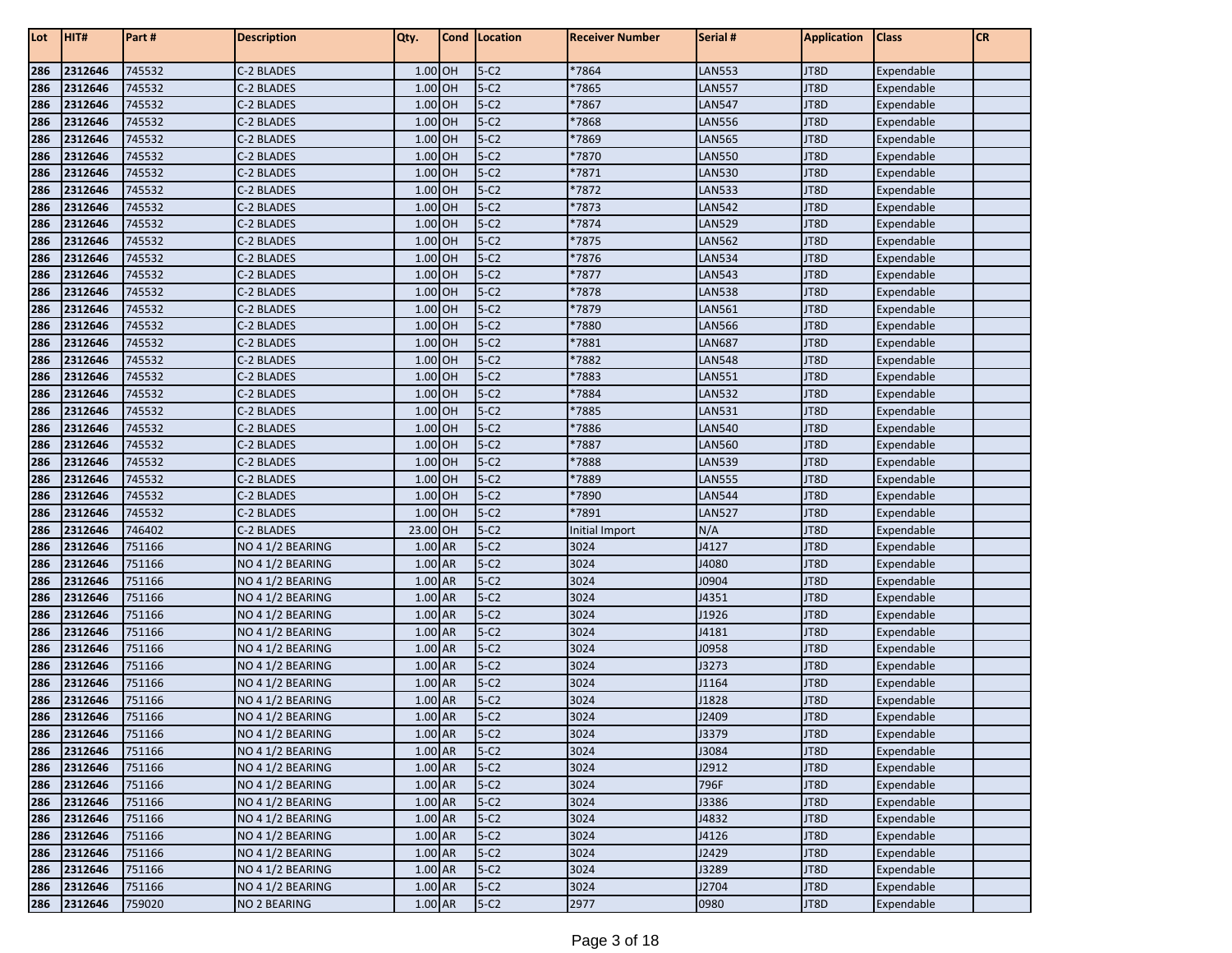| Lot | HIT# | Part # | Description | Qty. | Cond | Location | Receiver Number | Serial # | Application | Class | CR |
|---|---|---|---|---|---|---|---|---|---|---|---|
| 286 | 2312646 | 745532 | C-2 BLADES | 1.00 | OH | 5-C2 | *7864 | LAN553 | JT8D | Expendable | |
| 286 | 2312646 | 745532 | C-2 BLADES | 1.00 | OH | 5-C2 | *7865 | LAN557 | JT8D | Expendable | |
| 286 | 2312646 | 745532 | C-2 BLADES | 1.00 | OH | 5-C2 | *7867 | LAN547 | JT8D | Expendable | |
| 286 | 2312646 | 745532 | C-2 BLADES | 1.00 | OH | 5-C2 | *7868 | LAN556 | JT8D | Expendable | |
| 286 | 2312646 | 745532 | C-2 BLADES | 1.00 | OH | 5-C2 | *7869 | LAN565 | JT8D | Expendable | |
| 286 | 2312646 | 745532 | C-2 BLADES | 1.00 | OH | 5-C2 | *7870 | LAN550 | JT8D | Expendable | |
| 286 | 2312646 | 745532 | C-2 BLADES | 1.00 | OH | 5-C2 | *7871 | LAN530 | JT8D | Expendable | |
| 286 | 2312646 | 745532 | C-2 BLADES | 1.00 | OH | 5-C2 | *7872 | LAN533 | JT8D | Expendable | |
| 286 | 2312646 | 745532 | C-2 BLADES | 1.00 | OH | 5-C2 | *7873 | LAN542 | JT8D | Expendable | |
| 286 | 2312646 | 745532 | C-2 BLADES | 1.00 | OH | 5-C2 | *7874 | LAN529 | JT8D | Expendable | |
| 286 | 2312646 | 745532 | C-2 BLADES | 1.00 | OH | 5-C2 | *7875 | LAN562 | JT8D | Expendable | |
| 286 | 2312646 | 745532 | C-2 BLADES | 1.00 | OH | 5-C2 | *7876 | LAN534 | JT8D | Expendable | |
| 286 | 2312646 | 745532 | C-2 BLADES | 1.00 | OH | 5-C2 | *7877 | LAN543 | JT8D | Expendable | |
| 286 | 2312646 | 745532 | C-2 BLADES | 1.00 | OH | 5-C2 | *7878 | LAN538 | JT8D | Expendable | |
| 286 | 2312646 | 745532 | C-2 BLADES | 1.00 | OH | 5-C2 | *7879 | LAN561 | JT8D | Expendable | |
| 286 | 2312646 | 745532 | C-2 BLADES | 1.00 | OH | 5-C2 | *7880 | LAN566 | JT8D | Expendable | |
| 286 | 2312646 | 745532 | C-2 BLADES | 1.00 | OH | 5-C2 | *7881 | LAN687 | JT8D | Expendable | |
| 286 | 2312646 | 745532 | C-2 BLADES | 1.00 | OH | 5-C2 | *7882 | LAN548 | JT8D | Expendable | |
| 286 | 2312646 | 745532 | C-2 BLADES | 1.00 | OH | 5-C2 | *7883 | LAN551 | JT8D | Expendable | |
| 286 | 2312646 | 745532 | C-2 BLADES | 1.00 | OH | 5-C2 | *7884 | LAN532 | JT8D | Expendable | |
| 286 | 2312646 | 745532 | C-2 BLADES | 1.00 | OH | 5-C2 | *7885 | LAN531 | JT8D | Expendable | |
| 286 | 2312646 | 745532 | C-2 BLADES | 1.00 | OH | 5-C2 | *7886 | LAN540 | JT8D | Expendable | |
| 286 | 2312646 | 745532 | C-2 BLADES | 1.00 | OH | 5-C2 | *7887 | LAN560 | JT8D | Expendable | |
| 286 | 2312646 | 745532 | C-2 BLADES | 1.00 | OH | 5-C2 | *7888 | LAN539 | JT8D | Expendable | |
| 286 | 2312646 | 745532 | C-2 BLADES | 1.00 | OH | 5-C2 | *7889 | LAN555 | JT8D | Expendable | |
| 286 | 2312646 | 745532 | C-2 BLADES | 1.00 | OH | 5-C2 | *7890 | LAN544 | JT8D | Expendable | |
| 286 | 2312646 | 745532 | C-2 BLADES | 1.00 | OH | 5-C2 | *7891 | LAN527 | JT8D | Expendable | |
| 286 | 2312646 | 746402 | C-2 BLADES | 23.00 | OH | 5-C2 | Initial Import | N/A | JT8D | Expendable | |
| 286 | 2312646 | 751166 | NO 4 1/2 BEARING | 1.00 | AR | 5-C2 | 3024 | J4127 | JT8D | Expendable | |
| 286 | 2312646 | 751166 | NO 4 1/2 BEARING | 1.00 | AR | 5-C2 | 3024 | J4080 | JT8D | Expendable | |
| 286 | 2312646 | 751166 | NO 4 1/2 BEARING | 1.00 | AR | 5-C2 | 3024 | J0904 | JT8D | Expendable | |
| 286 | 2312646 | 751166 | NO 4 1/2 BEARING | 1.00 | AR | 5-C2 | 3024 | J4351 | JT8D | Expendable | |
| 286 | 2312646 | 751166 | NO 4 1/2 BEARING | 1.00 | AR | 5-C2 | 3024 | J1926 | JT8D | Expendable | |
| 286 | 2312646 | 751166 | NO 4 1/2 BEARING | 1.00 | AR | 5-C2 | 3024 | J4181 | JT8D | Expendable | |
| 286 | 2312646 | 751166 | NO 4 1/2 BEARING | 1.00 | AR | 5-C2 | 3024 | J0958 | JT8D | Expendable | |
| 286 | 2312646 | 751166 | NO 4 1/2 BEARING | 1.00 | AR | 5-C2 | 3024 | J3273 | JT8D | Expendable | |
| 286 | 2312646 | 751166 | NO 4 1/2 BEARING | 1.00 | AR | 5-C2 | 3024 | J1164 | JT8D | Expendable | |
| 286 | 2312646 | 751166 | NO 4 1/2 BEARING | 1.00 | AR | 5-C2 | 3024 | J1828 | JT8D | Expendable | |
| 286 | 2312646 | 751166 | NO 4 1/2 BEARING | 1.00 | AR | 5-C2 | 3024 | J2409 | JT8D | Expendable | |
| 286 | 2312646 | 751166 | NO 4 1/2 BEARING | 1.00 | AR | 5-C2 | 3024 | J3379 | JT8D | Expendable | |
| 286 | 2312646 | 751166 | NO 4 1/2 BEARING | 1.00 | AR | 5-C2 | 3024 | J3084 | JT8D | Expendable | |
| 286 | 2312646 | 751166 | NO 4 1/2 BEARING | 1.00 | AR | 5-C2 | 3024 | J2912 | JT8D | Expendable | |
| 286 | 2312646 | 751166 | NO 4 1/2 BEARING | 1.00 | AR | 5-C2 | 3024 | 796F | JT8D | Expendable | |
| 286 | 2312646 | 751166 | NO 4 1/2 BEARING | 1.00 | AR | 5-C2 | 3024 | J3386 | JT8D | Expendable | |
| 286 | 2312646 | 751166 | NO 4 1/2 BEARING | 1.00 | AR | 5-C2 | 3024 | J4832 | JT8D | Expendable | |
| 286 | 2312646 | 751166 | NO 4 1/2 BEARING | 1.00 | AR | 5-C2 | 3024 | J4126 | JT8D | Expendable | |
| 286 | 2312646 | 751166 | NO 4 1/2 BEARING | 1.00 | AR | 5-C2 | 3024 | J2429 | JT8D | Expendable | |
| 286 | 2312646 | 751166 | NO 4 1/2 BEARING | 1.00 | AR | 5-C2 | 3024 | J3289 | JT8D | Expendable | |
| 286 | 2312646 | 751166 | NO 4 1/2 BEARING | 1.00 | AR | 5-C2 | 3024 | J2704 | JT8D | Expendable | |
| 286 | 2312646 | 759020 | NO 2 BEARING | 1.00 | AR | 5-C2 | 2977 | 0980 | JT8D | Expendable | |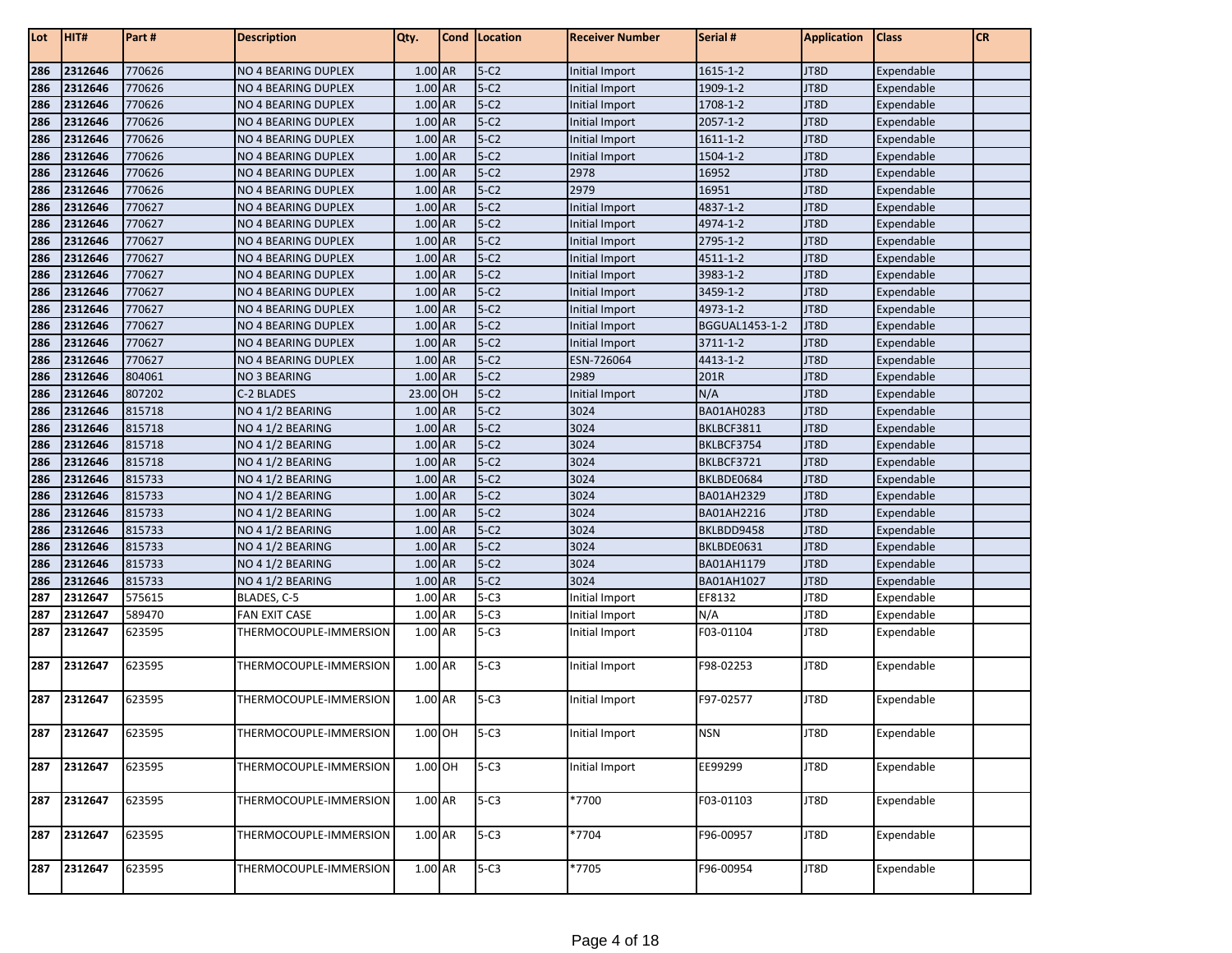| Lot | HIT# | Part # | Description | Qty. | Cond | Location | Receiver Number | Serial # | Application | Class | CR |
|---|---|---|---|---|---|---|---|---|---|---|---|
| 286 | 2312646 | 770626 | NO 4 BEARING DUPLEX | 1.00 | AR | 5-C2 | Initial Import | 1615-1-2 | JT8D | Expendable | |
| 286 | 2312646 | 770626 | NO 4 BEARING DUPLEX | 1.00 | AR | 5-C2 | Initial Import | 1909-1-2 | JT8D | Expendable | |
| 286 | 2312646 | 770626 | NO 4 BEARING DUPLEX | 1.00 | AR | 5-C2 | Initial Import | 1708-1-2 | JT8D | Expendable | |
| 286 | 2312646 | 770626 | NO 4 BEARING DUPLEX | 1.00 | AR | 5-C2 | Initial Import | 2057-1-2 | JT8D | Expendable | |
| 286 | 2312646 | 770626 | NO 4 BEARING DUPLEX | 1.00 | AR | 5-C2 | Initial Import | 1611-1-2 | JT8D | Expendable | |
| 286 | 2312646 | 770626 | NO 4 BEARING DUPLEX | 1.00 | AR | 5-C2 | Initial Import | 1504-1-2 | JT8D | Expendable | |
| 286 | 2312646 | 770626 | NO 4 BEARING DUPLEX | 1.00 | AR | 5-C2 | 2978 | 16952 | JT8D | Expendable | |
| 286 | 2312646 | 770626 | NO 4 BEARING DUPLEX | 1.00 | AR | 5-C2 | 2979 | 16951 | JT8D | Expendable | |
| 286 | 2312646 | 770627 | NO 4 BEARING DUPLEX | 1.00 | AR | 5-C2 | Initial Import | 4837-1-2 | JT8D | Expendable | |
| 286 | 2312646 | 770627 | NO 4 BEARING DUPLEX | 1.00 | AR | 5-C2 | Initial Import | 4974-1-2 | JT8D | Expendable | |
| 286 | 2312646 | 770627 | NO 4 BEARING DUPLEX | 1.00 | AR | 5-C2 | Initial Import | 2795-1-2 | JT8D | Expendable | |
| 286 | 2312646 | 770627 | NO 4 BEARING DUPLEX | 1.00 | AR | 5-C2 | Initial Import | 4511-1-2 | JT8D | Expendable | |
| 286 | 2312646 | 770627 | NO 4 BEARING DUPLEX | 1.00 | AR | 5-C2 | Initial Import | 3983-1-2 | JT8D | Expendable | |
| 286 | 2312646 | 770627 | NO 4 BEARING DUPLEX | 1.00 | AR | 5-C2 | Initial Import | 3459-1-2 | JT8D | Expendable | |
| 286 | 2312646 | 770627 | NO 4 BEARING DUPLEX | 1.00 | AR | 5-C2 | Initial Import | 4973-1-2 | JT8D | Expendable | |
| 286 | 2312646 | 770627 | NO 4 BEARING DUPLEX | 1.00 | AR | 5-C2 | Initial Import | BGGUAL1453-1-2 | JT8D | Expendable | |
| 286 | 2312646 | 770627 | NO 4 BEARING DUPLEX | 1.00 | AR | 5-C2 | Initial Import | 3711-1-2 | JT8D | Expendable | |
| 286 | 2312646 | 770627 | NO 4 BEARING DUPLEX | 1.00 | AR | 5-C2 | ESN-726064 | 4413-1-2 | JT8D | Expendable | |
| 286 | 2312646 | 804061 | NO 3 BEARING | 1.00 | AR | 5-C2 | 2989 | 201R | JT8D | Expendable | |
| 286 | 2312646 | 807202 | C-2 BLADES | 23.00 | OH | 5-C2 | Initial Import | N/A | JT8D | Expendable | |
| 286 | 2312646 | 815718 | NO 4 1/2 BEARING | 1.00 | AR | 5-C2 | 3024 | BA01AH0283 | JT8D | Expendable | |
| 286 | 2312646 | 815718 | NO 4 1/2 BEARING | 1.00 | AR | 5-C2 | 3024 | BKLBCF3811 | JT8D | Expendable | |
| 286 | 2312646 | 815718 | NO 4 1/2 BEARING | 1.00 | AR | 5-C2 | 3024 | BKLBCF3754 | JT8D | Expendable | |
| 286 | 2312646 | 815718 | NO 4 1/2 BEARING | 1.00 | AR | 5-C2 | 3024 | BKLBCF3721 | JT8D | Expendable | |
| 286 | 2312646 | 815733 | NO 4 1/2 BEARING | 1.00 | AR | 5-C2 | 3024 | BKLBDE0684 | JT8D | Expendable | |
| 286 | 2312646 | 815733 | NO 4 1/2 BEARING | 1.00 | AR | 5-C2 | 3024 | BA01AH2329 | JT8D | Expendable | |
| 286 | 2312646 | 815733 | NO 4 1/2 BEARING | 1.00 | AR | 5-C2 | 3024 | BA01AH2216 | JT8D | Expendable | |
| 286 | 2312646 | 815733 | NO 4 1/2 BEARING | 1.00 | AR | 5-C2 | 3024 | BKLBDD9458 | JT8D | Expendable | |
| 286 | 2312646 | 815733 | NO 4 1/2 BEARING | 1.00 | AR | 5-C2 | 3024 | BKLBDE0631 | JT8D | Expendable | |
| 286 | 2312646 | 815733 | NO 4 1/2 BEARING | 1.00 | AR | 5-C2 | 3024 | BA01AH1179 | JT8D | Expendable | |
| 286 | 2312646 | 815733 | NO 4 1/2 BEARING | 1.00 | AR | 5-C2 | 3024 | BA01AH1027 | JT8D | Expendable | |
| 287 | 2312647 | 575615 | BLADES, C-5 | 1.00 | AR | 5-C3 | Initial Import | EF8132 | JT8D | Expendable | |
| 287 | 2312647 | 589470 | FAN EXIT CASE | 1.00 | AR | 5-C3 | Initial Import | N/A | JT8D | Expendable | |
| 287 | 2312647 | 623595 | THERMOCOUPLE-IMMERSION | 1.00 | AR | 5-C3 | Initial Import | F03-01104 | JT8D | Expendable | |
| 287 | 2312647 | 623595 | THERMOCOUPLE-IMMERSION | 1.00 | AR | 5-C3 | Initial Import | F98-02253 | JT8D | Expendable | |
| 287 | 2312647 | 623595 | THERMOCOUPLE-IMMERSION | 1.00 | AR | 5-C3 | Initial Import | F97-02577 | JT8D | Expendable | |
| 287 | 2312647 | 623595 | THERMOCOUPLE-IMMERSION | 1.00 | OH | 5-C3 | Initial Import | NSN | JT8D | Expendable | |
| 287 | 2312647 | 623595 | THERMOCOUPLE-IMMERSION | 1.00 | OH | 5-C3 | Initial Import | EE99299 | JT8D | Expendable | |
| 287 | 2312647 | 623595 | THERMOCOUPLE-IMMERSION | 1.00 | AR | 5-C3 | *7700 | F03-01103 | JT8D | Expendable | |
| 287 | 2312647 | 623595 | THERMOCOUPLE-IMMERSION | 1.00 | AR | 5-C3 | *7704 | F96-00957 | JT8D | Expendable | |
| 287 | 2312647 | 623595 | THERMOCOUPLE-IMMERSION | 1.00 | AR | 5-C3 | *7705 | F96-00954 | JT8D | Expendable | |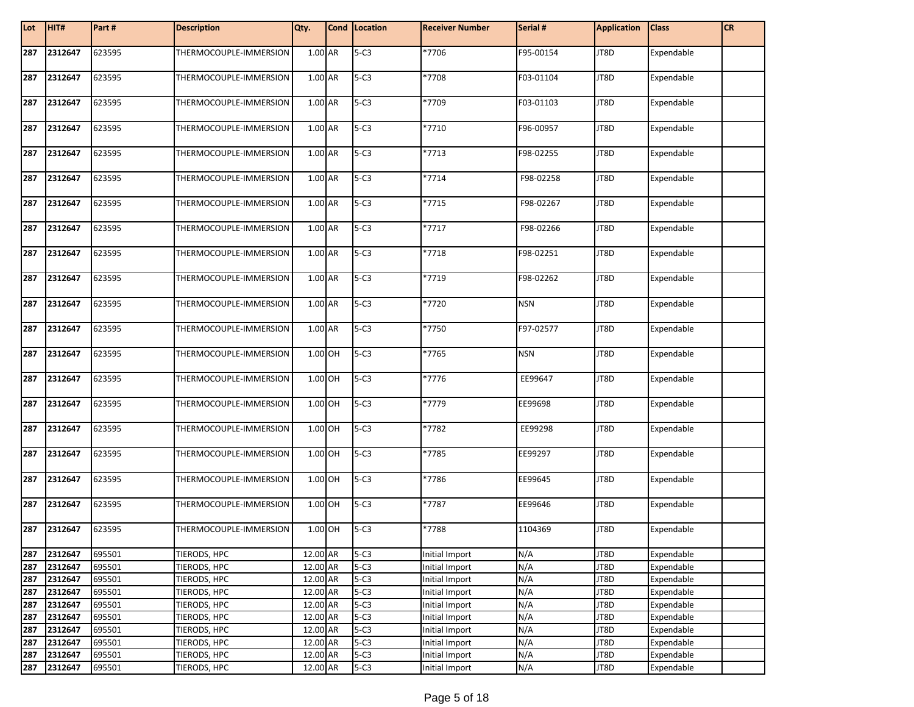| Lot | HIT# | Part # | Description | Qty. | Cond | Location | Receiver Number | Serial # | Application | Class | CR |
|---|---|---|---|---|---|---|---|---|---|---|---|
| 287 | 2312647 | 623595 | THERMOCOUPLE-IMMERSION | 1.00 | AR | 5-C3 | *7706 | F95-00154 | JT8D | Expendable | |
| 287 | 2312647 | 623595 | THERMOCOUPLE-IMMERSION | 1.00 | AR | 5-C3 | *7708 | F03-01104 | JT8D | Expendable | |
| 287 | 2312647 | 623595 | THERMOCOUPLE-IMMERSION | 1.00 | AR | 5-C3 | *7709 | F03-01103 | JT8D | Expendable | |
| 287 | 2312647 | 623595 | THERMOCOUPLE-IMMERSION | 1.00 | AR | 5-C3 | *7710 | F96-00957 | JT8D | Expendable | |
| 287 | 2312647 | 623595 | THERMOCOUPLE-IMMERSION | 1.00 | AR | 5-C3 | *7713 | F98-02255 | JT8D | Expendable | |
| 287 | 2312647 | 623595 | THERMOCOUPLE-IMMERSION | 1.00 | AR | 5-C3 | *7714 | F98-02258 | JT8D | Expendable | |
| 287 | 2312647 | 623595 | THERMOCOUPLE-IMMERSION | 1.00 | AR | 5-C3 | *7715 | F98-02267 | JT8D | Expendable | |
| 287 | 2312647 | 623595 | THERMOCOUPLE-IMMERSION | 1.00 | AR | 5-C3 | *7717 | F98-02266 | JT8D | Expendable | |
| 287 | 2312647 | 623595 | THERMOCOUPLE-IMMERSION | 1.00 | AR | 5-C3 | *7718 | F98-02251 | JT8D | Expendable | |
| 287 | 2312647 | 623595 | THERMOCOUPLE-IMMERSION | 1.00 | AR | 5-C3 | *7719 | F98-02262 | JT8D | Expendable | |
| 287 | 2312647 | 623595 | THERMOCOUPLE-IMMERSION | 1.00 | AR | 5-C3 | *7720 | NSN | JT8D | Expendable | |
| 287 | 2312647 | 623595 | THERMOCOUPLE-IMMERSION | 1.00 | AR | 5-C3 | *7750 | F97-02577 | JT8D | Expendable | |
| 287 | 2312647 | 623595 | THERMOCOUPLE-IMMERSION | 1.00 | OH | 5-C3 | *7765 | NSN | JT8D | Expendable | |
| 287 | 2312647 | 623595 | THERMOCOUPLE-IMMERSION | 1.00 | OH | 5-C3 | *7776 | EE99647 | JT8D | Expendable | |
| 287 | 2312647 | 623595 | THERMOCOUPLE-IMMERSION | 1.00 | OH | 5-C3 | *7779 | EE99698 | JT8D | Expendable | |
| 287 | 2312647 | 623595 | THERMOCOUPLE-IMMERSION | 1.00 | OH | 5-C3 | *7782 | EE99298 | JT8D | Expendable | |
| 287 | 2312647 | 623595 | THERMOCOUPLE-IMMERSION | 1.00 | OH | 5-C3 | *7785 | EE99297 | JT8D | Expendable | |
| 287 | 2312647 | 623595 | THERMOCOUPLE-IMMERSION | 1.00 | OH | 5-C3 | *7786 | EE99645 | JT8D | Expendable | |
| 287 | 2312647 | 623595 | THERMOCOUPLE-IMMERSION | 1.00 | OH | 5-C3 | *7787 | EE99646 | JT8D | Expendable | |
| 287 | 2312647 | 623595 | THERMOCOUPLE-IMMERSION | 1.00 | OH | 5-C3 | *7788 | 1104369 | JT8D | Expendable | |
| 287 | 2312647 | 695501 | TIERODS, HPC | 12.00 | AR | 5-C3 | Initial Import | N/A | JT8D | Expendable | |
| 287 | 2312647 | 695501 | TIERODS, HPC | 12.00 | AR | 5-C3 | Initial Import | N/A | JT8D | Expendable | |
| 287 | 2312647 | 695501 | TIERODS, HPC | 12.00 | AR | 5-C3 | Initial Import | N/A | JT8D | Expendable | |
| 287 | 2312647 | 695501 | TIERODS, HPC | 12.00 | AR | 5-C3 | Initial Import | N/A | JT8D | Expendable | |
| 287 | 2312647 | 695501 | TIERODS, HPC | 12.00 | AR | 5-C3 | Initial Import | N/A | JT8D | Expendable | |
| 287 | 2312647 | 695501 | TIERODS, HPC | 12.00 | AR | 5-C3 | Initial Import | N/A | JT8D | Expendable | |
| 287 | 2312647 | 695501 | TIERODS, HPC | 12.00 | AR | 5-C3 | Initial Import | N/A | JT8D | Expendable | |
| 287 | 2312647 | 695501 | TIERODS, HPC | 12.00 | AR | 5-C3 | Initial Import | N/A | JT8D | Expendable | |
| 287 | 2312647 | 695501 | TIERODS, HPC | 12.00 | AR | 5-C3 | Initial Import | N/A | JT8D | Expendable | |
| 287 | 2312647 | 695501 | TIERODS, HPC | 12.00 | AR | 5-C3 | Initial Import | N/A | JT8D | Expendable | |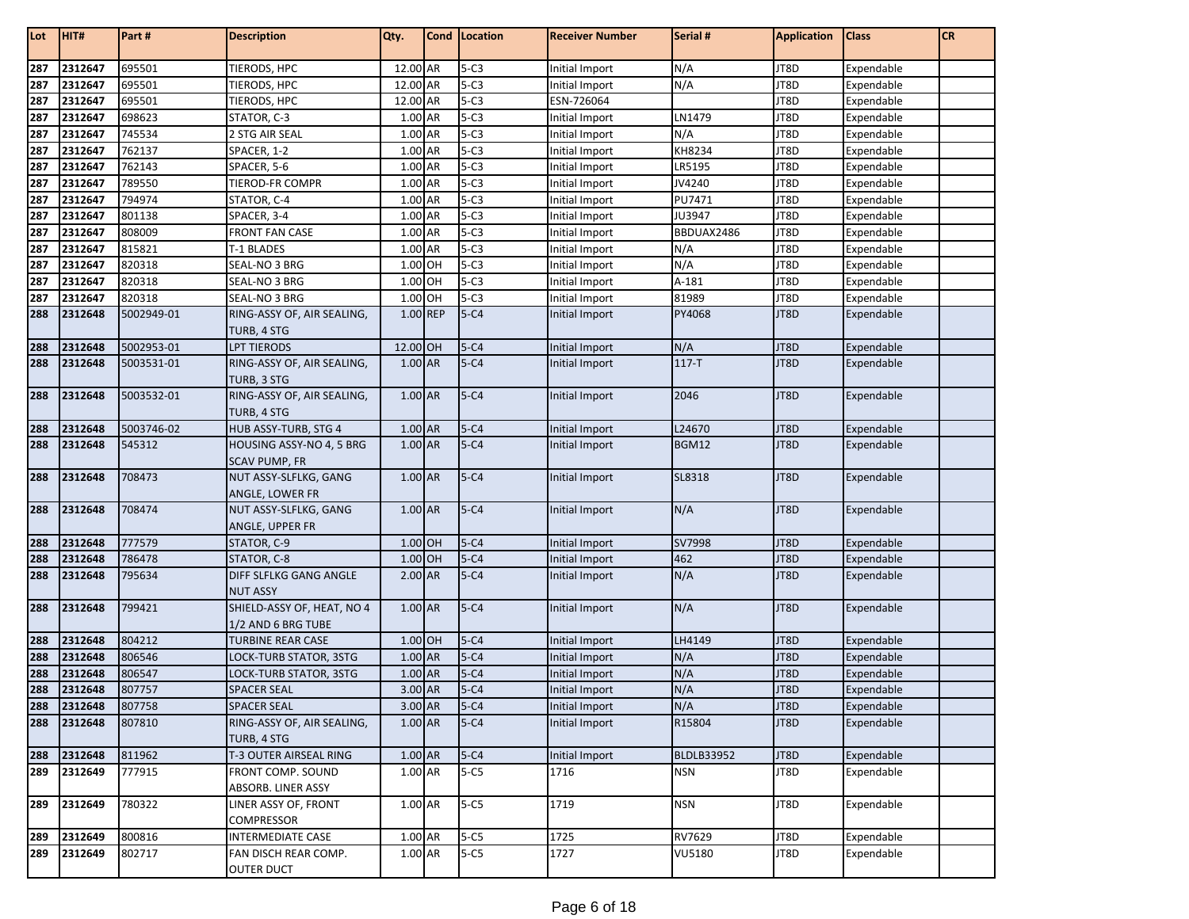| Lot | HIT# | Part # | Description | Qty. | Cond | Location | Receiver Number | Serial # | Application | Class | CR |
|---|---|---|---|---|---|---|---|---|---|---|---|
| 287 | 2312647 | 695501 | TIERODS, HPC | 12.00 | AR | 5-C3 | Initial Import | N/A | JT8D | Expendable | |
| 287 | 2312647 | 695501 | TIERODS, HPC | 12.00 | AR | 5-C3 | Initial Import | N/A | JT8D | Expendable | |
| 287 | 2312647 | 695501 | TIERODS, HPC | 12.00 | AR | 5-C3 | ESN-726064 | | JT8D | Expendable | |
| 287 | 2312647 | 698623 | STATOR, C-3 | 1.00 | AR | 5-C3 | Initial Import | LN1479 | JT8D | Expendable | |
| 287 | 2312647 | 745534 | 2 STG AIR SEAL | 1.00 | AR | 5-C3 | Initial Import | N/A | JT8D | Expendable | |
| 287 | 2312647 | 762137 | SPACER, 1-2 | 1.00 | AR | 5-C3 | Initial Import | KH8234 | JT8D | Expendable | |
| 287 | 2312647 | 762143 | SPACER, 5-6 | 1.00 | AR | 5-C3 | Initial Import | LR5195 | JT8D | Expendable | |
| 287 | 2312647 | 789550 | TIEROD-FR COMPR | 1.00 | AR | 5-C3 | Initial Import | JV4240 | JT8D | Expendable | |
| 287 | 2312647 | 794974 | STATOR, C-4 | 1.00 | AR | 5-C3 | Initial Import | PU7471 | JT8D | Expendable | |
| 287 | 2312647 | 801138 | SPACER, 3-4 | 1.00 | AR | 5-C3 | Initial Import | JU3947 | JT8D | Expendable | |
| 287 | 2312647 | 808009 | FRONT FAN CASE | 1.00 | AR | 5-C3 | Initial Import | BBDUAX2486 | JT8D | Expendable | |
| 287 | 2312647 | 815821 | T-1 BLADES | 1.00 | AR | 5-C3 | Initial Import | N/A | JT8D | Expendable | |
| 287 | 2312647 | 820318 | SEAL-NO 3 BRG | 1.00 | OH | 5-C3 | Initial Import | N/A | JT8D | Expendable | |
| 287 | 2312647 | 820318 | SEAL-NO 3 BRG | 1.00 | OH | 5-C3 | Initial Import | A-181 | JT8D | Expendable | |
| 287 | 2312647 | 820318 | SEAL-NO 3 BRG | 1.00 | OH | 5-C3 | Initial Import | 81989 | JT8D | Expendable | |
| 288 | 2312648 | 5002949-01 | RING-ASSY OF, AIR SEALING, TURB, 4 STG | 1.00 | REP | 5-C4 | Initial Import | PY4068 | JT8D | Expendable | |
| 288 | 2312648 | 5002953-01 | LPT TIERODS | 12.00 | OH | 5-C4 | Initial Import | N/A | JT8D | Expendable | |
| 288 | 2312648 | 5003531-01 | RING-ASSY OF, AIR SEALING, TURB, 3 STG | 1.00 | AR | 5-C4 | Initial Import | 117-T | JT8D | Expendable | |
| 288 | 2312648 | 5003532-01 | RING-ASSY OF, AIR SEALING, TURB, 4 STG | 1.00 | AR | 5-C4 | Initial Import | 2046 | JT8D | Expendable | |
| 288 | 2312648 | 5003746-02 | HUB ASSY-TURB, STG 4 | 1.00 | AR | 5-C4 | Initial Import | L24670 | JT8D | Expendable | |
| 288 | 2312648 | 545312 | HOUSING ASSY-NO 4, 5 BRG SCAV PUMP, FR | 1.00 | AR | 5-C4 | Initial Import | BGM12 | JT8D | Expendable | |
| 288 | 2312648 | 708473 | NUT ASSY-SLFLKG, GANG ANGLE, LOWER FR | 1.00 | AR | 5-C4 | Initial Import | SL8318 | JT8D | Expendable | |
| 288 | 2312648 | 708474 | NUT ASSY-SLFLKG, GANG ANGLE, UPPER FR | 1.00 | AR | 5-C4 | Initial Import | N/A | JT8D | Expendable | |
| 288 | 2312648 | 777579 | STATOR, C-9 | 1.00 | OH | 5-C4 | Initial Import | SV7998 | JT8D | Expendable | |
| 288 | 2312648 | 786478 | STATOR, C-8 | 1.00 | OH | 5-C4 | Initial Import | 462 | JT8D | Expendable | |
| 288 | 2312648 | 795634 | DIFF SLFLKG GANG ANGLE NUT ASSY | 2.00 | AR | 5-C4 | Initial Import | N/A | JT8D | Expendable | |
| 288 | 2312648 | 799421 | SHIELD-ASSY OF, HEAT, NO 4 1/2 AND 6 BRG TUBE | 1.00 | AR | 5-C4 | Initial Import | N/A | JT8D | Expendable | |
| 288 | 2312648 | 804212 | TURBINE REAR CASE | 1.00 | OH | 5-C4 | Initial Import | LH4149 | JT8D | Expendable | |
| 288 | 2312648 | 806546 | LOCK-TURB STATOR, 3STG | 1.00 | AR | 5-C4 | Initial Import | N/A | JT8D | Expendable | |
| 288 | 2312648 | 806547 | LOCK-TURB STATOR, 3STG | 1.00 | AR | 5-C4 | Initial Import | N/A | JT8D | Expendable | |
| 288 | 2312648 | 807757 | SPACER SEAL | 3.00 | AR | 5-C4 | Initial Import | N/A | JT8D | Expendable | |
| 288 | 2312648 | 807758 | SPACER SEAL | 3.00 | AR | 5-C4 | Initial Import | N/A | JT8D | Expendable | |
| 288 | 2312648 | 807810 | RING-ASSY OF, AIR SEALING, TURB, 4 STG | 1.00 | AR | 5-C4 | Initial Import | R15804 | JT8D | Expendable | |
| 288 | 2312648 | 811962 | T-3 OUTER AIRSEAL RING | 1.00 | AR | 5-C4 | Initial Import | BLDLB33952 | JT8D | Expendable | |
| 289 | 2312649 | 777915 | FRONT COMP. SOUND ABSORB. LINER ASSY | 1.00 | AR | 5-C5 | 1716 | NSN | JT8D | Expendable | |
| 289 | 2312649 | 780322 | LINER ASSY OF, FRONT COMPRESSOR | 1.00 | AR | 5-C5 | 1719 | NSN | JT8D | Expendable | |
| 289 | 2312649 | 800816 | INTERMEDIATE CASE | 1.00 | AR | 5-C5 | 1725 | RV7629 | JT8D | Expendable | |
| 289 | 2312649 | 802717 | FAN DISCH REAR COMP. OUTER DUCT | 1.00 | AR | 5-C5 | 1727 | VU5180 | JT8D | Expendable | |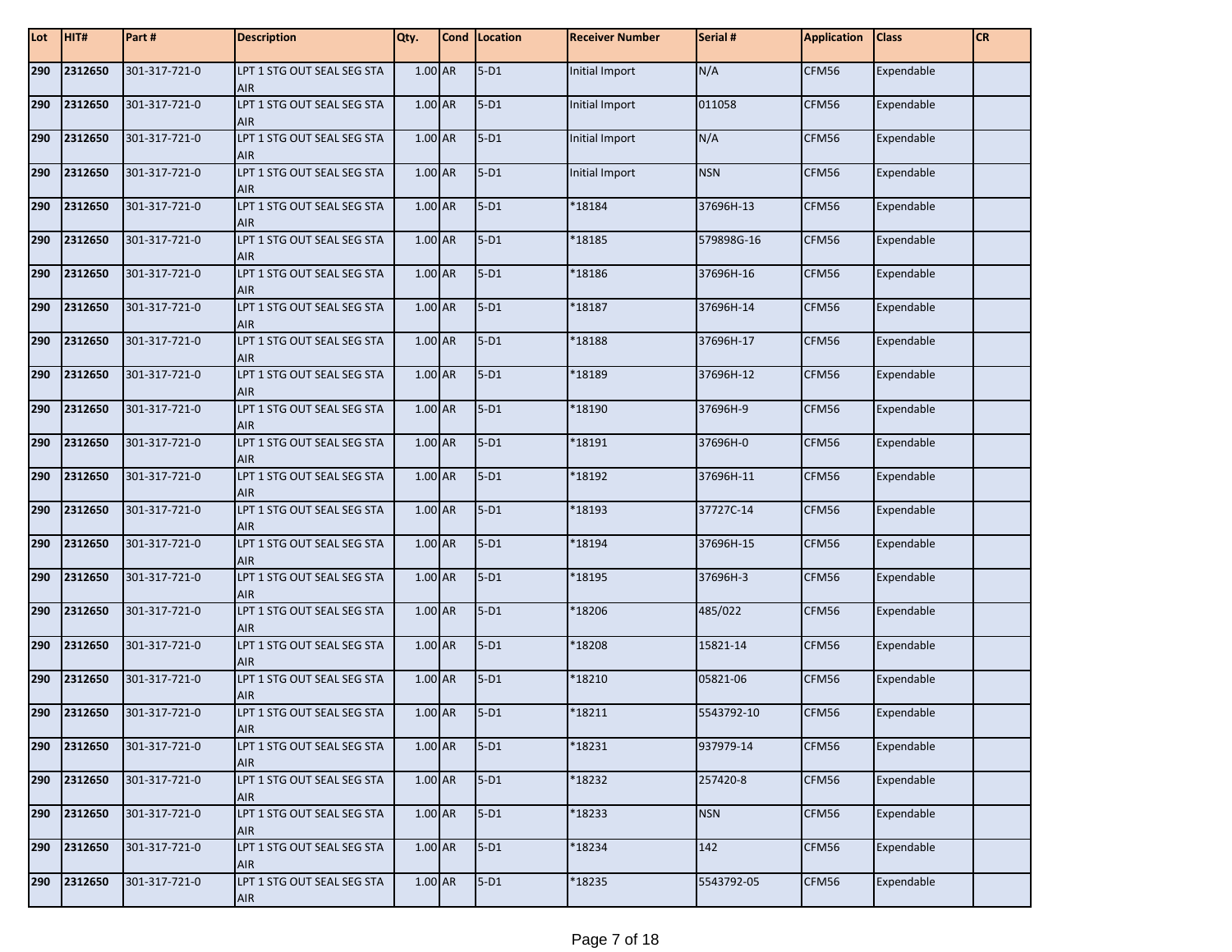| Lot | HIT# | Part # | Description | Qty. | Cond | Location | Receiver Number | Serial # | Application | Class | CR |
|---|---|---|---|---|---|---|---|---|---|---|---|
| 290 | 2312650 | 301-317-721-0 | LPT 1 STG OUT SEAL SEG STA AIR | 1.00 | AR | 5-D1 | Initial Import | N/A | CFM56 | Expendable | |
| 290 | 2312650 | 301-317-721-0 | LPT 1 STG OUT SEAL SEG STA AIR | 1.00 | AR | 5-D1 | Initial Import | 011058 | CFM56 | Expendable | |
| 290 | 2312650 | 301-317-721-0 | LPT 1 STG OUT SEAL SEG STA AIR | 1.00 | AR | 5-D1 | Initial Import | N/A | CFM56 | Expendable | |
| 290 | 2312650 | 301-317-721-0 | LPT 1 STG OUT SEAL SEG STA AIR | 1.00 | AR | 5-D1 | Initial Import | NSN | CFM56 | Expendable | |
| 290 | 2312650 | 301-317-721-0 | LPT 1 STG OUT SEAL SEG STA AIR | 1.00 | AR | 5-D1 | *18184 | 37696H-13 | CFM56 | Expendable | |
| 290 | 2312650 | 301-317-721-0 | LPT 1 STG OUT SEAL SEG STA AIR | 1.00 | AR | 5-D1 | *18185 | 579898G-16 | CFM56 | Expendable | |
| 290 | 2312650 | 301-317-721-0 | LPT 1 STG OUT SEAL SEG STA AIR | 1.00 | AR | 5-D1 | *18186 | 37696H-16 | CFM56 | Expendable | |
| 290 | 2312650 | 301-317-721-0 | LPT 1 STG OUT SEAL SEG STA AIR | 1.00 | AR | 5-D1 | *18187 | 37696H-14 | CFM56 | Expendable | |
| 290 | 2312650 | 301-317-721-0 | LPT 1 STG OUT SEAL SEG STA AIR | 1.00 | AR | 5-D1 | *18188 | 37696H-17 | CFM56 | Expendable | |
| 290 | 2312650 | 301-317-721-0 | LPT 1 STG OUT SEAL SEG STA AIR | 1.00 | AR | 5-D1 | *18189 | 37696H-12 | CFM56 | Expendable | |
| 290 | 2312650 | 301-317-721-0 | LPT 1 STG OUT SEAL SEG STA AIR | 1.00 | AR | 5-D1 | *18190 | 37696H-9 | CFM56 | Expendable | |
| 290 | 2312650 | 301-317-721-0 | LPT 1 STG OUT SEAL SEG STA AIR | 1.00 | AR | 5-D1 | *18191 | 37696H-0 | CFM56 | Expendable | |
| 290 | 2312650 | 301-317-721-0 | LPT 1 STG OUT SEAL SEG STA AIR | 1.00 | AR | 5-D1 | *18192 | 37696H-11 | CFM56 | Expendable | |
| 290 | 2312650 | 301-317-721-0 | LPT 1 STG OUT SEAL SEG STA AIR | 1.00 | AR | 5-D1 | *18193 | 37727C-14 | CFM56 | Expendable | |
| 290 | 2312650 | 301-317-721-0 | LPT 1 STG OUT SEAL SEG STA AIR | 1.00 | AR | 5-D1 | *18194 | 37696H-15 | CFM56 | Expendable | |
| 290 | 2312650 | 301-317-721-0 | LPT 1 STG OUT SEAL SEG STA AIR | 1.00 | AR | 5-D1 | *18195 | 37696H-3 | CFM56 | Expendable | |
| 290 | 2312650 | 301-317-721-0 | LPT 1 STG OUT SEAL SEG STA AIR | 1.00 | AR | 5-D1 | *18206 | 485/022 | CFM56 | Expendable | |
| 290 | 2312650 | 301-317-721-0 | LPT 1 STG OUT SEAL SEG STA AIR | 1.00 | AR | 5-D1 | *18208 | 15821-14 | CFM56 | Expendable | |
| 290 | 2312650 | 301-317-721-0 | LPT 1 STG OUT SEAL SEG STA AIR | 1.00 | AR | 5-D1 | *18210 | 05821-06 | CFM56 | Expendable | |
| 290 | 2312650 | 301-317-721-0 | LPT 1 STG OUT SEAL SEG STA AIR | 1.00 | AR | 5-D1 | *18211 | 5543792-10 | CFM56 | Expendable | |
| 290 | 2312650 | 301-317-721-0 | LPT 1 STG OUT SEAL SEG STA AIR | 1.00 | AR | 5-D1 | *18231 | 937979-14 | CFM56 | Expendable | |
| 290 | 2312650 | 301-317-721-0 | LPT 1 STG OUT SEAL SEG STA AIR | 1.00 | AR | 5-D1 | *18232 | 257420-8 | CFM56 | Expendable | |
| 290 | 2312650 | 301-317-721-0 | LPT 1 STG OUT SEAL SEG STA AIR | 1.00 | AR | 5-D1 | *18233 | NSN | CFM56 | Expendable | |
| 290 | 2312650 | 301-317-721-0 | LPT 1 STG OUT SEAL SEG STA AIR | 1.00 | AR | 5-D1 | *18234 | 142 | CFM56 | Expendable | |
| 290 | 2312650 | 301-317-721-0 | LPT 1 STG OUT SEAL SEG STA AIR | 1.00 | AR | 5-D1 | *18235 | 5543792-05 | CFM56 | Expendable | |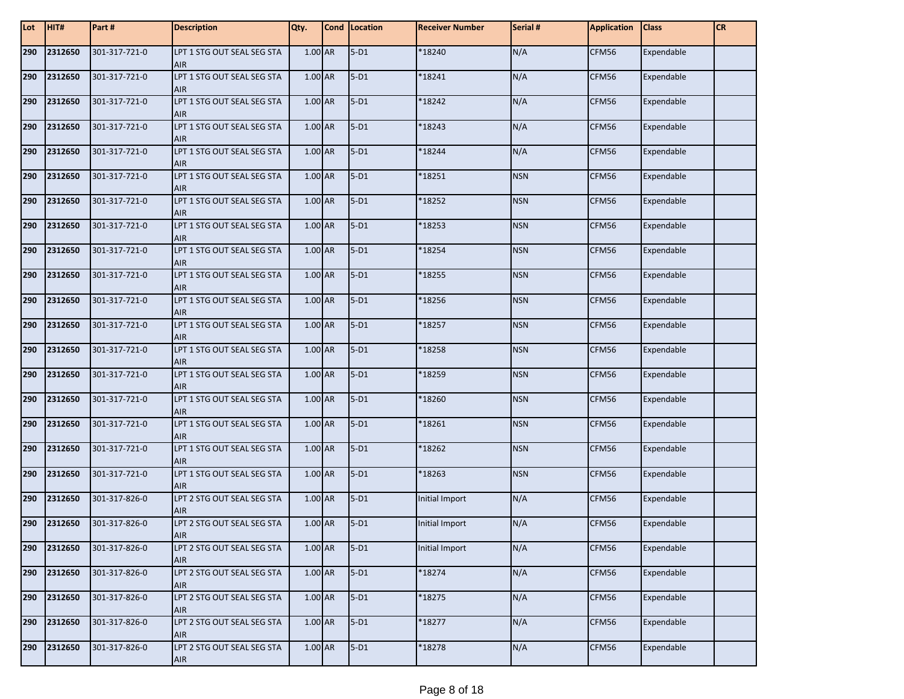| Lot | HIT# | Part # | Description | Qty. | Cond | Location | Receiver Number | Serial # | Application | Class | CR |
|---|---|---|---|---|---|---|---|---|---|---|---|
| 290 | 2312650 | 301-317-721-0 | LPT 1 STG OUT SEAL SEG STA AIR | 1.00 | AR | 5-D1 | *18240 | N/A | CFM56 | Expendable | |
| 290 | 2312650 | 301-317-721-0 | LPT 1 STG OUT SEAL SEG STA AIR | 1.00 | AR | 5-D1 | *18241 | N/A | CFM56 | Expendable | |
| 290 | 2312650 | 301-317-721-0 | LPT 1 STG OUT SEAL SEG STA AIR | 1.00 | AR | 5-D1 | *18242 | N/A | CFM56 | Expendable | |
| 290 | 2312650 | 301-317-721-0 | LPT 1 STG OUT SEAL SEG STA AIR | 1.00 | AR | 5-D1 | *18243 | N/A | CFM56 | Expendable | |
| 290 | 2312650 | 301-317-721-0 | LPT 1 STG OUT SEAL SEG STA AIR | 1.00 | AR | 5-D1 | *18244 | N/A | CFM56 | Expendable | |
| 290 | 2312650 | 301-317-721-0 | LPT 1 STG OUT SEAL SEG STA AIR | 1.00 | AR | 5-D1 | *18251 | NSN | CFM56 | Expendable | |
| 290 | 2312650 | 301-317-721-0 | LPT 1 STG OUT SEAL SEG STA AIR | 1.00 | AR | 5-D1 | *18252 | NSN | CFM56 | Expendable | |
| 290 | 2312650 | 301-317-721-0 | LPT 1 STG OUT SEAL SEG STA AIR | 1.00 | AR | 5-D1 | *18253 | NSN | CFM56 | Expendable | |
| 290 | 2312650 | 301-317-721-0 | LPT 1 STG OUT SEAL SEG STA AIR | 1.00 | AR | 5-D1 | *18254 | NSN | CFM56 | Expendable | |
| 290 | 2312650 | 301-317-721-0 | LPT 1 STG OUT SEAL SEG STA AIR | 1.00 | AR | 5-D1 | *18255 | NSN | CFM56 | Expendable | |
| 290 | 2312650 | 301-317-721-0 | LPT 1 STG OUT SEAL SEG STA AIR | 1.00 | AR | 5-D1 | *18256 | NSN | CFM56 | Expendable | |
| 290 | 2312650 | 301-317-721-0 | LPT 1 STG OUT SEAL SEG STA AIR | 1.00 | AR | 5-D1 | *18257 | NSN | CFM56 | Expendable | |
| 290 | 2312650 | 301-317-721-0 | LPT 1 STG OUT SEAL SEG STA AIR | 1.00 | AR | 5-D1 | *18258 | NSN | CFM56 | Expendable | |
| 290 | 2312650 | 301-317-721-0 | LPT 1 STG OUT SEAL SEG STA AIR | 1.00 | AR | 5-D1 | *18259 | NSN | CFM56 | Expendable | |
| 290 | 2312650 | 301-317-721-0 | LPT 1 STG OUT SEAL SEG STA AIR | 1.00 | AR | 5-D1 | *18260 | NSN | CFM56 | Expendable | |
| 290 | 2312650 | 301-317-721-0 | LPT 1 STG OUT SEAL SEG STA AIR | 1.00 | AR | 5-D1 | *18261 | NSN | CFM56 | Expendable | |
| 290 | 2312650 | 301-317-721-0 | LPT 1 STG OUT SEAL SEG STA AIR | 1.00 | AR | 5-D1 | *18262 | NSN | CFM56 | Expendable | |
| 290 | 2312650 | 301-317-721-0 | LPT 1 STG OUT SEAL SEG STA AIR | 1.00 | AR | 5-D1 | *18263 | NSN | CFM56 | Expendable | |
| 290 | 2312650 | 301-317-826-0 | LPT 2 STG OUT SEAL SEG STA AIR | 1.00 | AR | 5-D1 | Initial Import | N/A | CFM56 | Expendable | |
| 290 | 2312650 | 301-317-826-0 | LPT 2 STG OUT SEAL SEG STA AIR | 1.00 | AR | 5-D1 | Initial Import | N/A | CFM56 | Expendable | |
| 290 | 2312650 | 301-317-826-0 | LPT 2 STG OUT SEAL SEG STA AIR | 1.00 | AR | 5-D1 | Initial Import | N/A | CFM56 | Expendable | |
| 290 | 2312650 | 301-317-826-0 | LPT 2 STG OUT SEAL SEG STA AIR | 1.00 | AR | 5-D1 | *18274 | N/A | CFM56 | Expendable | |
| 290 | 2312650 | 301-317-826-0 | LPT 2 STG OUT SEAL SEG STA AIR | 1.00 | AR | 5-D1 | *18275 | N/A | CFM56 | Expendable | |
| 290 | 2312650 | 301-317-826-0 | LPT 2 STG OUT SEAL SEG STA AIR | 1.00 | AR | 5-D1 | *18277 | N/A | CFM56 | Expendable | |
| 290 | 2312650 | 301-317-826-0 | LPT 2 STG OUT SEAL SEG STA AIR | 1.00 | AR | 5-D1 | *18278 | N/A | CFM56 | Expendable | |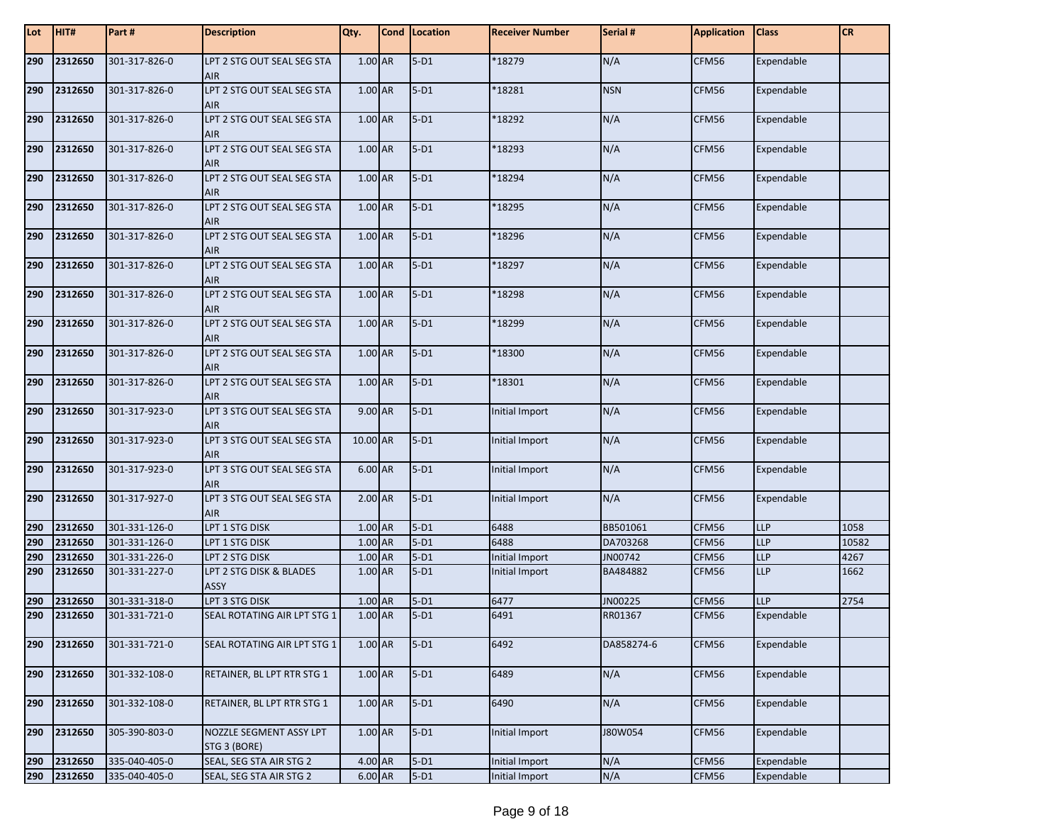| Lot | HIT# | Part # | Description | Qty. | Cond | Location | Receiver Number | Serial # | Application | Class | CR |
|---|---|---|---|---|---|---|---|---|---|---|---|
| 290 | 2312650 | 301-317-826-0 | LPT 2 STG OUT SEAL SEG STA AIR | 1.00 | AR | 5-D1 | *18279 | N/A | CFM56 | Expendable | |
| 290 | 2312650 | 301-317-826-0 | LPT 2 STG OUT SEAL SEG STA AIR | 1.00 | AR | 5-D1 | *18281 | NSN | CFM56 | Expendable | |
| 290 | 2312650 | 301-317-826-0 | LPT 2 STG OUT SEAL SEG STA AIR | 1.00 | AR | 5-D1 | *18292 | N/A | CFM56 | Expendable | |
| 290 | 2312650 | 301-317-826-0 | LPT 2 STG OUT SEAL SEG STA AIR | 1.00 | AR | 5-D1 | *18293 | N/A | CFM56 | Expendable | |
| 290 | 2312650 | 301-317-826-0 | LPT 2 STG OUT SEAL SEG STA AIR | 1.00 | AR | 5-D1 | *18294 | N/A | CFM56 | Expendable | |
| 290 | 2312650 | 301-317-826-0 | LPT 2 STG OUT SEAL SEG STA AIR | 1.00 | AR | 5-D1 | *18295 | N/A | CFM56 | Expendable | |
| 290 | 2312650 | 301-317-826-0 | LPT 2 STG OUT SEAL SEG STA AIR | 1.00 | AR | 5-D1 | *18296 | N/A | CFM56 | Expendable | |
| 290 | 2312650 | 301-317-826-0 | LPT 2 STG OUT SEAL SEG STA AIR | 1.00 | AR | 5-D1 | *18297 | N/A | CFM56 | Expendable | |
| 290 | 2312650 | 301-317-826-0 | LPT 2 STG OUT SEAL SEG STA AIR | 1.00 | AR | 5-D1 | *18298 | N/A | CFM56 | Expendable | |
| 290 | 2312650 | 301-317-826-0 | LPT 2 STG OUT SEAL SEG STA AIR | 1.00 | AR | 5-D1 | *18299 | N/A | CFM56 | Expendable | |
| 290 | 2312650 | 301-317-826-0 | LPT 2 STG OUT SEAL SEG STA AIR | 1.00 | AR | 5-D1 | *18300 | N/A | CFM56 | Expendable | |
| 290 | 2312650 | 301-317-826-0 | LPT 2 STG OUT SEAL SEG STA AIR | 1.00 | AR | 5-D1 | *18301 | N/A | CFM56 | Expendable | |
| 290 | 2312650 | 301-317-923-0 | LPT 3 STG OUT SEAL SEG STA AIR | 9.00 | AR | 5-D1 | Initial Import | N/A | CFM56 | Expendable | |
| 290 | 2312650 | 301-317-923-0 | LPT 3 STG OUT SEAL SEG STA AIR | 10.00 | AR | 5-D1 | Initial Import | N/A | CFM56 | Expendable | |
| 290 | 2312650 | 301-317-923-0 | LPT 3 STG OUT SEAL SEG STA AIR | 6.00 | AR | 5-D1 | Initial Import | N/A | CFM56 | Expendable | |
| 290 | 2312650 | 301-317-927-0 | LPT 3 STG OUT SEAL SEG STA AIR | 2.00 | AR | 5-D1 | Initial Import | N/A | CFM56 | Expendable | |
| 290 | 2312650 | 301-331-126-0 | LPT 1 STG DISK | 1.00 | AR | 5-D1 | 6488 | BB501061 | CFM56 | LLP | 1058 |
| 290 | 2312650 | 301-331-126-0 | LPT 1 STG DISK | 1.00 | AR | 5-D1 | 6488 | DA703268 | CFM56 | LLP | 10582 |
| 290 | 2312650 | 301-331-226-0 | LPT 2 STG DISK | 1.00 | AR | 5-D1 | Initial Import | JN00742 | CFM56 | LLP | 4267 |
| 290 | 2312650 | 301-331-227-0 | LPT 2 STG DISK & BLADES ASSY | 1.00 | AR | 5-D1 | Initial Import | BA484882 | CFM56 | LLP | 1662 |
| 290 | 2312650 | 301-331-318-0 | LPT 3 STG DISK | 1.00 | AR | 5-D1 | 6477 | JN00225 | CFM56 | LLP | 2754 |
| 290 | 2312650 | 301-331-721-0 | SEAL ROTATING AIR LPT STG 1 | 1.00 | AR | 5-D1 | 6491 | RR01367 | CFM56 | Expendable | |
| 290 | 2312650 | 301-331-721-0 | SEAL ROTATING AIR LPT STG 1 | 1.00 | AR | 5-D1 | 6492 | DA858274-6 | CFM56 | Expendable | |
| 290 | 2312650 | 301-332-108-0 | RETAINER, BL LPT RTR STG 1 | 1.00 | AR | 5-D1 | 6489 | N/A | CFM56 | Expendable | |
| 290 | 2312650 | 301-332-108-0 | RETAINER, BL LPT RTR STG 1 | 1.00 | AR | 5-D1 | 6490 | N/A | CFM56 | Expendable | |
| 290 | 2312650 | 305-390-803-0 | NOZZLE SEGMENT ASSY LPT STG 3 (BORE) | 1.00 | AR | 5-D1 | Initial Import | J80W054 | CFM56 | Expendable | |
| 290 | 2312650 | 335-040-405-0 | SEAL, SEG STA AIR STG 2 | 4.00 | AR | 5-D1 | Initial Import | N/A | CFM56 | Expendable | |
| 290 | 2312650 | 335-040-405-0 | SEAL, SEG STA AIR STG 2 | 6.00 | AR | 5-D1 | Initial Import | N/A | CFM56 | Expendable | |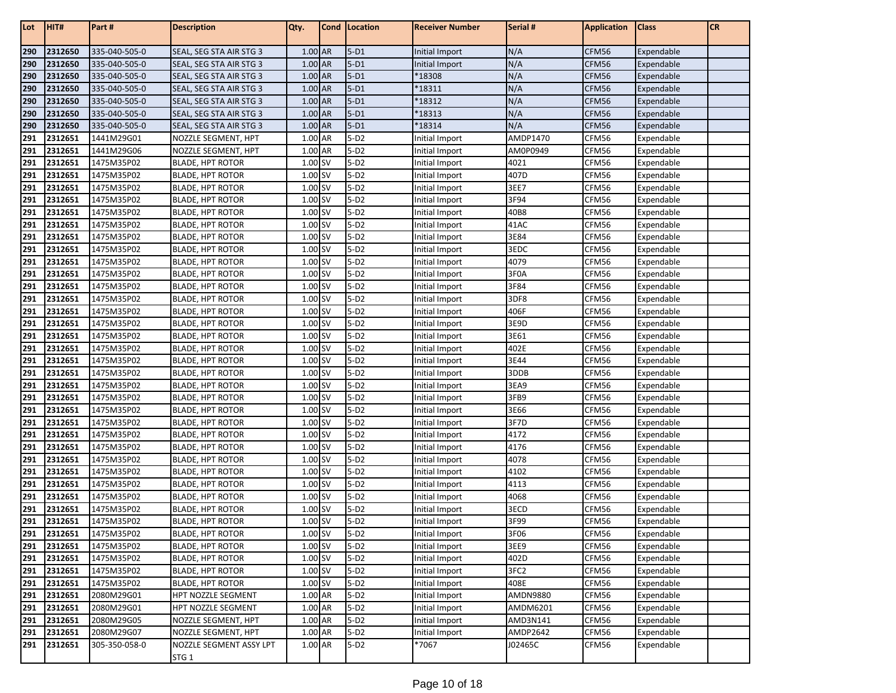| Lot | HIT# | Part # | Description | Qty. | Cond | Location | Receiver Number | Serial # | Application | Class | CR |
|---|---|---|---|---|---|---|---|---|---|---|---|
| 290 | 2312650 | 335-040-505-0 | SEAL, SEG STA AIR STG 3 | 1.00 | AR | 5-D1 | Initial Import | N/A | CFM56 | Expendable | |
| 290 | 2312650 | 335-040-505-0 | SEAL, SEG STA AIR STG 3 | 1.00 | AR | 5-D1 | Initial Import | N/A | CFM56 | Expendable | |
| 290 | 2312650 | 335-040-505-0 | SEAL, SEG STA AIR STG 3 | 1.00 | AR | 5-D1 | *18308 | N/A | CFM56 | Expendable | |
| 290 | 2312650 | 335-040-505-0 | SEAL, SEG STA AIR STG 3 | 1.00 | AR | 5-D1 | *18311 | N/A | CFM56 | Expendable | |
| 290 | 2312650 | 335-040-505-0 | SEAL, SEG STA AIR STG 3 | 1.00 | AR | 5-D1 | *18312 | N/A | CFM56 | Expendable | |
| 290 | 2312650 | 335-040-505-0 | SEAL, SEG STA AIR STG 3 | 1.00 | AR | 5-D1 | *18313 | N/A | CFM56 | Expendable | |
| 290 | 2312650 | 335-040-505-0 | SEAL, SEG STA AIR STG 3 | 1.00 | AR | 5-D1 | *18314 | N/A | CFM56 | Expendable | |
| 291 | 2312651 | 1441M29G01 | NOZZLE SEGMENT, HPT | 1.00 | AR | 5-D2 | Initial Import | AMDP1470 | CFM56 | Expendable | |
| 291 | 2312651 | 1441M29G06 | NOZZLE SEGMENT, HPT | 1.00 | AR | 5-D2 | Initial Import | AM0P0949 | CFM56 | Expendable | |
| 291 | 2312651 | 1475M35P02 | BLADE, HPT ROTOR | 1.00 | SV | 5-D2 | Initial Import | 4021 | CFM56 | Expendable | |
| 291 | 2312651 | 1475M35P02 | BLADE, HPT ROTOR | 1.00 | SV | 5-D2 | Initial Import | 407D | CFM56 | Expendable | |
| 291 | 2312651 | 1475M35P02 | BLADE, HPT ROTOR | 1.00 | SV | 5-D2 | Initial Import | 3EE7 | CFM56 | Expendable | |
| 291 | 2312651 | 1475M35P02 | BLADE, HPT ROTOR | 1.00 | SV | 5-D2 | Initial Import | 3F94 | CFM56 | Expendable | |
| 291 | 2312651 | 1475M35P02 | BLADE, HPT ROTOR | 1.00 | SV | 5-D2 | Initial Import | 40B8 | CFM56 | Expendable | |
| 291 | 2312651 | 1475M35P02 | BLADE, HPT ROTOR | 1.00 | SV | 5-D2 | Initial Import | 41AC | CFM56 | Expendable | |
| 291 | 2312651 | 1475M35P02 | BLADE, HPT ROTOR | 1.00 | SV | 5-D2 | Initial Import | 3E84 | CFM56 | Expendable | |
| 291 | 2312651 | 1475M35P02 | BLADE, HPT ROTOR | 1.00 | SV | 5-D2 | Initial Import | 3EDC | CFM56 | Expendable | |
| 291 | 2312651 | 1475M35P02 | BLADE, HPT ROTOR | 1.00 | SV | 5-D2 | Initial Import | 4079 | CFM56 | Expendable | |
| 291 | 2312651 | 1475M35P02 | BLADE, HPT ROTOR | 1.00 | SV | 5-D2 | Initial Import | 3F0A | CFM56 | Expendable | |
| 291 | 2312651 | 1475M35P02 | BLADE, HPT ROTOR | 1.00 | SV | 5-D2 | Initial Import | 3F84 | CFM56 | Expendable | |
| 291 | 2312651 | 1475M35P02 | BLADE, HPT ROTOR | 1.00 | SV | 5-D2 | Initial Import | 3DF8 | CFM56 | Expendable | |
| 291 | 2312651 | 1475M35P02 | BLADE, HPT ROTOR | 1.00 | SV | 5-D2 | Initial Import | 406F | CFM56 | Expendable | |
| 291 | 2312651 | 1475M35P02 | BLADE, HPT ROTOR | 1.00 | SV | 5-D2 | Initial Import | 3E9D | CFM56 | Expendable | |
| 291 | 2312651 | 1475M35P02 | BLADE, HPT ROTOR | 1.00 | SV | 5-D2 | Initial Import | 3E61 | CFM56 | Expendable | |
| 291 | 2312651 | 1475M35P02 | BLADE, HPT ROTOR | 1.00 | SV | 5-D2 | Initial Import | 402E | CFM56 | Expendable | |
| 291 | 2312651 | 1475M35P02 | BLADE, HPT ROTOR | 1.00 | SV | 5-D2 | Initial Import | 3E44 | CFM56 | Expendable | |
| 291 | 2312651 | 1475M35P02 | BLADE, HPT ROTOR | 1.00 | SV | 5-D2 | Initial Import | 3DDB | CFM56 | Expendable | |
| 291 | 2312651 | 1475M35P02 | BLADE, HPT ROTOR | 1.00 | SV | 5-D2 | Initial Import | 3EA9 | CFM56 | Expendable | |
| 291 | 2312651 | 1475M35P02 | BLADE, HPT ROTOR | 1.00 | SV | 5-D2 | Initial Import | 3FB9 | CFM56 | Expendable | |
| 291 | 2312651 | 1475M35P02 | BLADE, HPT ROTOR | 1.00 | SV | 5-D2 | Initial Import | 3E66 | CFM56 | Expendable | |
| 291 | 2312651 | 1475M35P02 | BLADE, HPT ROTOR | 1.00 | SV | 5-D2 | Initial Import | 3F7D | CFM56 | Expendable | |
| 291 | 2312651 | 1475M35P02 | BLADE, HPT ROTOR | 1.00 | SV | 5-D2 | Initial Import | 4172 | CFM56 | Expendable | |
| 291 | 2312651 | 1475M35P02 | BLADE, HPT ROTOR | 1.00 | SV | 5-D2 | Initial Import | 4176 | CFM56 | Expendable | |
| 291 | 2312651 | 1475M35P02 | BLADE, HPT ROTOR | 1.00 | SV | 5-D2 | Initial Import | 4078 | CFM56 | Expendable | |
| 291 | 2312651 | 1475M35P02 | BLADE, HPT ROTOR | 1.00 | SV | 5-D2 | Initial Import | 4102 | CFM56 | Expendable | |
| 291 | 2312651 | 1475M35P02 | BLADE, HPT ROTOR | 1.00 | SV | 5-D2 | Initial Import | 4113 | CFM56 | Expendable | |
| 291 | 2312651 | 1475M35P02 | BLADE, HPT ROTOR | 1.00 | SV | 5-D2 | Initial Import | 4068 | CFM56 | Expendable | |
| 291 | 2312651 | 1475M35P02 | BLADE, HPT ROTOR | 1.00 | SV | 5-D2 | Initial Import | 3ECD | CFM56 | Expendable | |
| 291 | 2312651 | 1475M35P02 | BLADE, HPT ROTOR | 1.00 | SV | 5-D2 | Initial Import | 3F99 | CFM56 | Expendable | |
| 291 | 2312651 | 1475M35P02 | BLADE, HPT ROTOR | 1.00 | SV | 5-D2 | Initial Import | 3F06 | CFM56 | Expendable | |
| 291 | 2312651 | 1475M35P02 | BLADE, HPT ROTOR | 1.00 | SV | 5-D2 | Initial Import | 3EE9 | CFM56 | Expendable | |
| 291 | 2312651 | 1475M35P02 | BLADE, HPT ROTOR | 1.00 | SV | 5-D2 | Initial Import | 402D | CFM56 | Expendable | |
| 291 | 2312651 | 1475M35P02 | BLADE, HPT ROTOR | 1.00 | SV | 5-D2 | Initial Import | 3FC2 | CFM56 | Expendable | |
| 291 | 2312651 | 1475M35P02 | BLADE, HPT ROTOR | 1.00 | SV | 5-D2 | Initial Import | 408E | CFM56 | Expendable | |
| 291 | 2312651 | 2080M29G01 | HPT NOZZLE SEGMENT | 1.00 | AR | 5-D2 | Initial Import | AMDN9880 | CFM56 | Expendable | |
| 291 | 2312651 | 2080M29G01 | HPT NOZZLE SEGMENT | 1.00 | AR | 5-D2 | Initial Import | AMDM6201 | CFM56 | Expendable | |
| 291 | 2312651 | 2080M29G05 | NOZZLE SEGMENT, HPT | 1.00 | AR | 5-D2 | Initial Import | AMD3N141 | CFM56 | Expendable | |
| 291 | 2312651 | 2080M29G07 | NOZZLE SEGMENT, HPT | 1.00 | AR | 5-D2 | Initial Import | AMDP2642 | CFM56 | Expendable | |
| 291 | 2312651 | 305-350-058-0 | NOZZLE SEGMENT ASSY LPT STG 1 | 1.00 | AR | 5-D2 | *7067 | J02465C | CFM56 | Expendable | |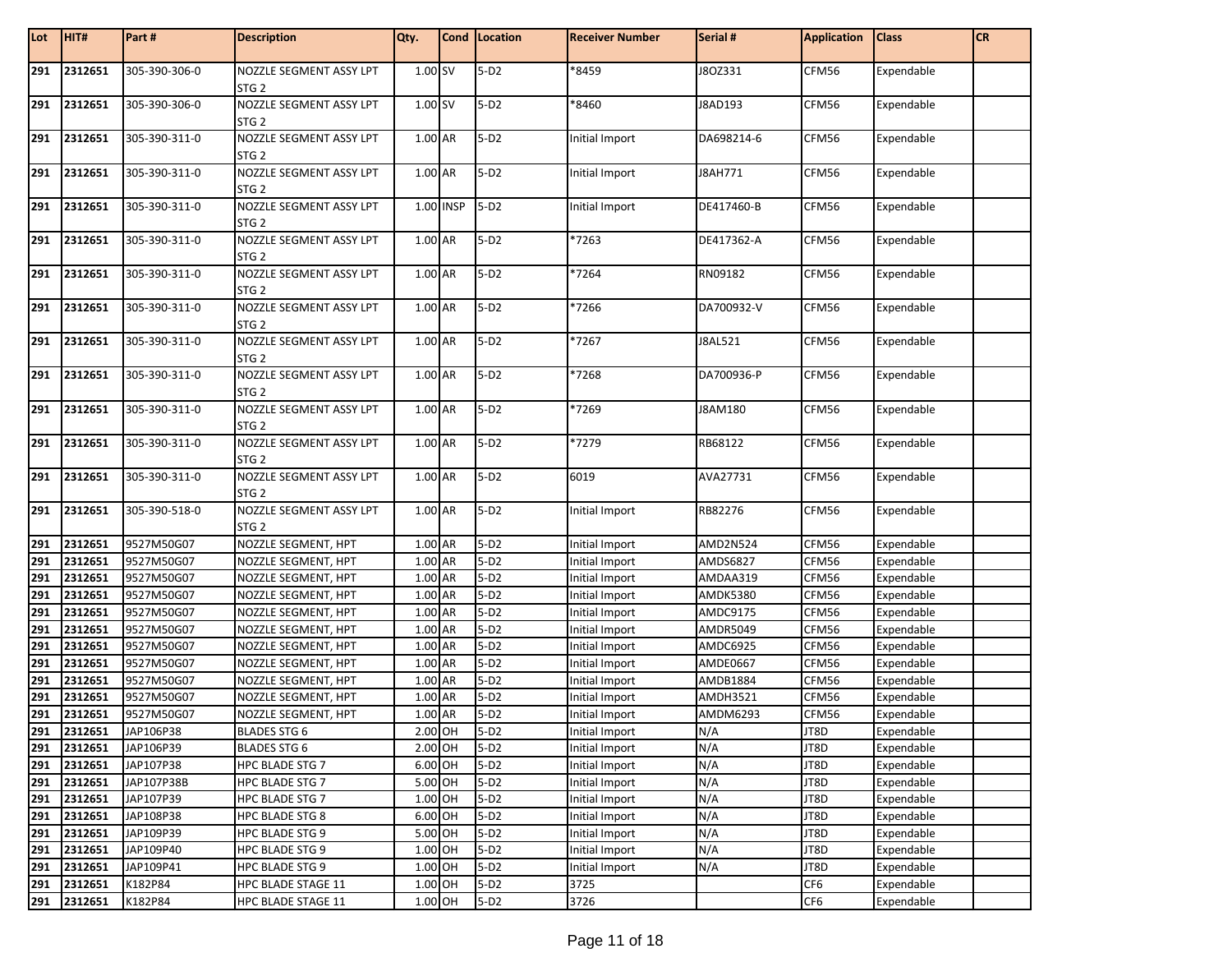| Lot | HIT# | Part # | Description | Qty. | Cond | Location | Receiver Number | Serial # | Application | Class | CR |
|---|---|---|---|---|---|---|---|---|---|---|---|
| 291 | 2312651 | 305-390-306-0 | NOZZLE SEGMENT ASSY LPT STG 2 | 1.00 | SV | 5-D2 | *8459 | J8OZ331 | CFM56 | Expendable | |
| 291 | 2312651 | 305-390-306-0 | NOZZLE SEGMENT ASSY LPT STG 2 | 1.00 | SV | 5-D2 | *8460 | J8AD193 | CFM56 | Expendable | |
| 291 | 2312651 | 305-390-311-0 | NOZZLE SEGMENT ASSY LPT STG 2 | 1.00 | AR | 5-D2 | Initial Import | DA698214-6 | CFM56 | Expendable | |
| 291 | 2312651 | 305-390-311-0 | NOZZLE SEGMENT ASSY LPT STG 2 | 1.00 | AR | 5-D2 | Initial Import | J8AH771 | CFM56 | Expendable | |
| 291 | 2312651 | 305-390-311-0 | NOZZLE SEGMENT ASSY LPT STG 2 | 1.00 | INSP | 5-D2 | Initial Import | DE417460-B | CFM56 | Expendable | |
| 291 | 2312651 | 305-390-311-0 | NOZZLE SEGMENT ASSY LPT STG 2 | 1.00 | AR | 5-D2 | *7263 | DE417362-A | CFM56 | Expendable | |
| 291 | 2312651 | 305-390-311-0 | NOZZLE SEGMENT ASSY LPT STG 2 | 1.00 | AR | 5-D2 | *7264 | RN09182 | CFM56 | Expendable | |
| 291 | 2312651 | 305-390-311-0 | NOZZLE SEGMENT ASSY LPT STG 2 | 1.00 | AR | 5-D2 | *7266 | DA700932-V | CFM56 | Expendable | |
| 291 | 2312651 | 305-390-311-0 | NOZZLE SEGMENT ASSY LPT STG 2 | 1.00 | AR | 5-D2 | *7267 | J8AL521 | CFM56 | Expendable | |
| 291 | 2312651 | 305-390-311-0 | NOZZLE SEGMENT ASSY LPT STG 2 | 1.00 | AR | 5-D2 | *7268 | DA700936-P | CFM56 | Expendable | |
| 291 | 2312651 | 305-390-311-0 | NOZZLE SEGMENT ASSY LPT STG 2 | 1.00 | AR | 5-D2 | *7269 | J8AM180 | CFM56 | Expendable | |
| 291 | 2312651 | 305-390-311-0 | NOZZLE SEGMENT ASSY LPT STG 2 | 1.00 | AR | 5-D2 | *7279 | RB68122 | CFM56 | Expendable | |
| 291 | 2312651 | 305-390-311-0 | NOZZLE SEGMENT ASSY LPT STG 2 | 1.00 | AR | 5-D2 | 6019 | AVA27731 | CFM56 | Expendable | |
| 291 | 2312651 | 305-390-518-0 | NOZZLE SEGMENT ASSY LPT STG 2 | 1.00 | AR | 5-D2 | Initial Import | RB82276 | CFM56 | Expendable | |
| 291 | 2312651 | 9527M50G07 | NOZZLE SEGMENT, HPT | 1.00 | AR | 5-D2 | Initial Import | AMD2N524 | CFM56 | Expendable | |
| 291 | 2312651 | 9527M50G07 | NOZZLE SEGMENT, HPT | 1.00 | AR | 5-D2 | Initial Import | AMDS6827 | CFM56 | Expendable | |
| 291 | 2312651 | 9527M50G07 | NOZZLE SEGMENT, HPT | 1.00 | AR | 5-D2 | Initial Import | AMDAA319 | CFM56 | Expendable | |
| 291 | 2312651 | 9527M50G07 | NOZZLE SEGMENT, HPT | 1.00 | AR | 5-D2 | Initial Import | AMDK5380 | CFM56 | Expendable | |
| 291 | 2312651 | 9527M50G07 | NOZZLE SEGMENT, HPT | 1.00 | AR | 5-D2 | Initial Import | AMDC9175 | CFM56 | Expendable | |
| 291 | 2312651 | 9527M50G07 | NOZZLE SEGMENT, HPT | 1.00 | AR | 5-D2 | Initial Import | AMDR5049 | CFM56 | Expendable | |
| 291 | 2312651 | 9527M50G07 | NOZZLE SEGMENT, HPT | 1.00 | AR | 5-D2 | Initial Import | AMDC6925 | CFM56 | Expendable | |
| 291 | 2312651 | 9527M50G07 | NOZZLE SEGMENT, HPT | 1.00 | AR | 5-D2 | Initial Import | AMDE0667 | CFM56 | Expendable | |
| 291 | 2312651 | 9527M50G07 | NOZZLE SEGMENT, HPT | 1.00 | AR | 5-D2 | Initial Import | AMDB1884 | CFM56 | Expendable | |
| 291 | 2312651 | 9527M50G07 | NOZZLE SEGMENT, HPT | 1.00 | AR | 5-D2 | Initial Import | AMDH3521 | CFM56 | Expendable | |
| 291 | 2312651 | 9527M50G07 | NOZZLE SEGMENT, HPT | 1.00 | AR | 5-D2 | Initial Import | AMDM6293 | CFM56 | Expendable | |
| 291 | 2312651 | JAP106P38 | BLADES STG 6 | 2.00 | OH | 5-D2 | Initial Import | N/A | JT8D | Expendable | |
| 291 | 2312651 | JAP106P39 | BLADES STG 6 | 2.00 | OH | 5-D2 | Initial Import | N/A | JT8D | Expendable | |
| 291 | 2312651 | JAP107P38 | HPC BLADE STG 7 | 6.00 | OH | 5-D2 | Initial Import | N/A | JT8D | Expendable | |
| 291 | 2312651 | JAP107P38B | HPC BLADE STG 7 | 5.00 | OH | 5-D2 | Initial Import | N/A | JT8D | Expendable | |
| 291 | 2312651 | JAP107P39 | HPC BLADE STG 7 | 1.00 | OH | 5-D2 | Initial Import | N/A | JT8D | Expendable | |
| 291 | 2312651 | JAP108P38 | HPC BLADE STG 8 | 6.00 | OH | 5-D2 | Initial Import | N/A | JT8D | Expendable | |
| 291 | 2312651 | JAP109P39 | HPC BLADE STG 9 | 5.00 | OH | 5-D2 | Initial Import | N/A | JT8D | Expendable | |
| 291 | 2312651 | JAP109P40 | HPC BLADE STG 9 | 1.00 | OH | 5-D2 | Initial Import | N/A | JT8D | Expendable | |
| 291 | 2312651 | JAP109P41 | HPC BLADE STG 9 | 1.00 | OH | 5-D2 | Initial Import | N/A | JT8D | Expendable | |
| 291 | 2312651 | K182P84 | HPC BLADE STAGE 11 | 1.00 | OH | 5-D2 | 3725 | | CF6 | Expendable | |
| 291 | 2312651 | K182P84 | HPC BLADE STAGE 11 | 1.00 | OH | 5-D2 | 3726 | | CF6 | Expendable | |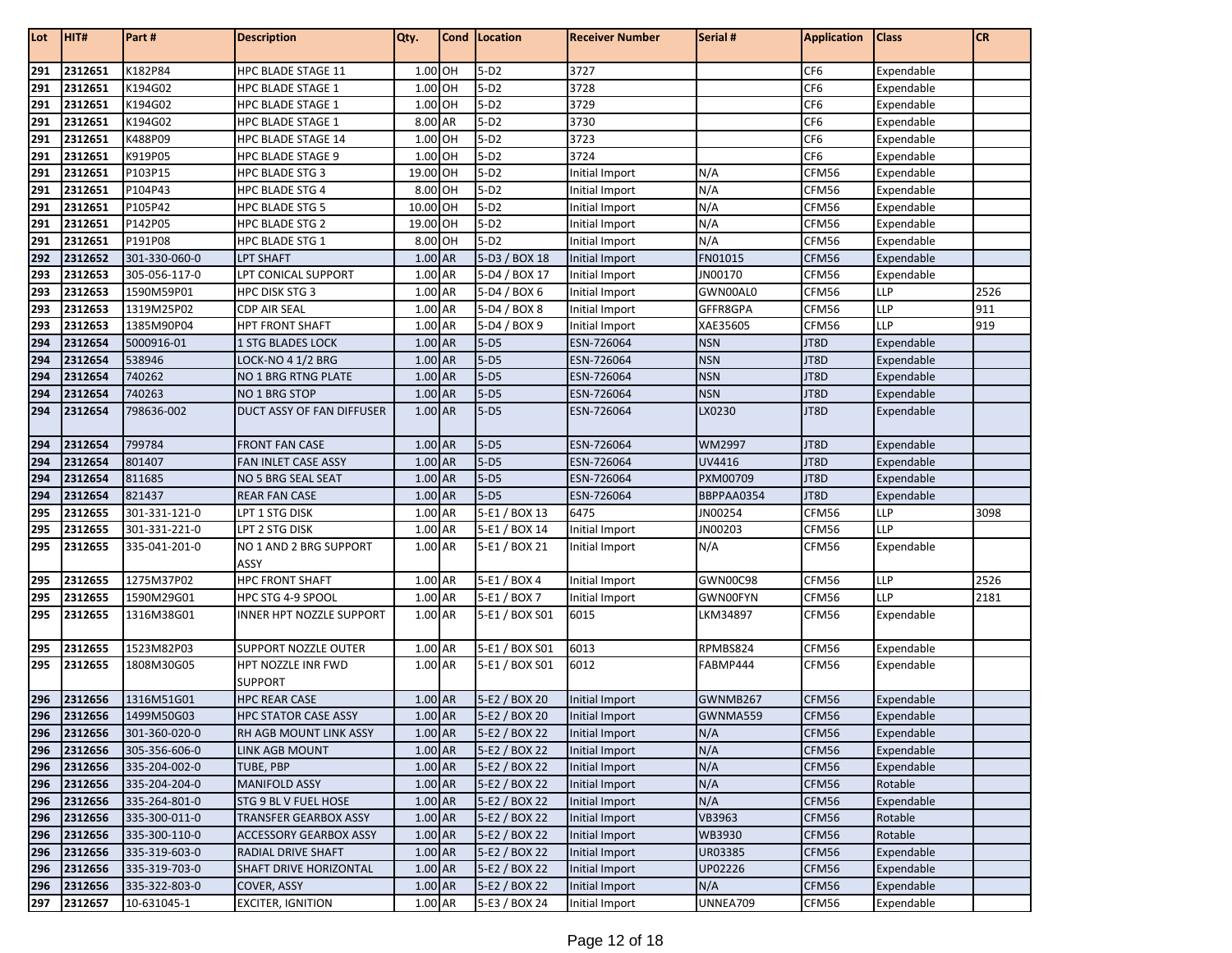| Lot | HIT# | Part # | Description | Qty. | Cond | Location | Receiver Number | Serial # | Application | Class | CR |
|---|---|---|---|---|---|---|---|---|---|---|---|
| 291 | 2312651 | K182P84 | HPC BLADE STAGE 11 | 1.00 | OH | 5-D2 | 3727 | | CF6 | Expendable | |
| 291 | 2312651 | K194G02 | HPC BLADE STAGE 1 | 1.00 | OH | 5-D2 | 3728 | | CF6 | Expendable | |
| 291 | 2312651 | K194G02 | HPC BLADE STAGE 1 | 1.00 | OH | 5-D2 | 3729 | | CF6 | Expendable | |
| 291 | 2312651 | K194G02 | HPC BLADE STAGE 1 | 8.00 | AR | 5-D2 | 3730 | | CF6 | Expendable | |
| 291 | 2312651 | K488P09 | HPC BLADE STAGE 14 | 1.00 | OH | 5-D2 | 3723 | | CF6 | Expendable | |
| 291 | 2312651 | K919P05 | HPC BLADE STAGE 9 | 1.00 | OH | 5-D2 | 3724 | | CF6 | Expendable | |
| 291 | 2312651 | P103P15 | HPC BLADE STG 3 | 19.00 | OH | 5-D2 | Initial Import | N/A | CFM56 | Expendable | |
| 291 | 2312651 | P104P43 | HPC BLADE STG 4 | 8.00 | OH | 5-D2 | Initial Import | N/A | CFM56 | Expendable | |
| 291 | 2312651 | P105P42 | HPC BLADE STG 5 | 10.00 | OH | 5-D2 | Initial Import | N/A | CFM56 | Expendable | |
| 291 | 2312651 | P142P05 | HPC BLADE STG 2 | 19.00 | OH | 5-D2 | Initial Import | N/A | CFM56 | Expendable | |
| 291 | 2312651 | P191P08 | HPC BLADE STG 1 | 8.00 | OH | 5-D2 | Initial Import | N/A | CFM56 | Expendable | |
| 292 | 2312652 | 301-330-060-0 | LPT SHAFT | 1.00 | AR | 5-D3 / BOX 18 | Initial Import | FN01015 | CFM56 | Expendable | |
| 293 | 2312653 | 305-056-117-0 | LPT CONICAL SUPPORT | 1.00 | AR | 5-D4 / BOX 17 | Initial Import | JN00170 | CFM56 | Expendable | |
| 293 | 2312653 | 1590M59P01 | HPC DISK STG 3 | 1.00 | AR | 5-D4 / BOX 6 | Initial Import | GWN00AL0 | CFM56 | LLP | 2526 |
| 293 | 2312653 | 1319M25P02 | CDP AIR SEAL | 1.00 | AR | 5-D4 / BOX 8 | Initial Import | GFFR8GPA | CFM56 | LLP | 911 |
| 293 | 2312653 | 1385M90P04 | HPT FRONT SHAFT | 1.00 | AR | 5-D4 / BOX 9 | Initial Import | XAE35605 | CFM56 | LLP | 919 |
| 294 | 2312654 | 5000916-01 | 1 STG BLADES LOCK | 1.00 | AR | 5-D5 | ESN-726064 | NSN | JT8D | Expendable | |
| 294 | 2312654 | 538946 | LOCK-NO 4 1/2 BRG | 1.00 | AR | 5-D5 | ESN-726064 | NSN | JT8D | Expendable | |
| 294 | 2312654 | 740262 | NO 1 BRG RTNG PLATE | 1.00 | AR | 5-D5 | ESN-726064 | NSN | JT8D | Expendable | |
| 294 | 2312654 | 740263 | NO 1 BRG STOP | 1.00 | AR | 5-D5 | ESN-726064 | NSN | JT8D | Expendable | |
| 294 | 2312654 | 798636-002 | DUCT ASSY OF FAN DIFFUSER | 1.00 | AR | 5-D5 | ESN-726064 | LX0230 | JT8D | Expendable | |
| 294 | 2312654 | 799784 | FRONT FAN CASE | 1.00 | AR | 5-D5 | ESN-726064 | WM2997 | JT8D | Expendable | |
| 294 | 2312654 | 801407 | FAN INLET CASE ASSY | 1.00 | AR | 5-D5 | ESN-726064 | UV4416 | JT8D | Expendable | |
| 294 | 2312654 | 811685 | NO 5 BRG SEAL SEAT | 1.00 | AR | 5-D5 | ESN-726064 | PXM00709 | JT8D | Expendable | |
| 294 | 2312654 | 821437 | REAR FAN CASE | 1.00 | AR | 5-D5 | ESN-726064 | BBPPAA0354 | JT8D | Expendable | |
| 295 | 2312655 | 301-331-121-0 | LPT 1 STG DISK | 1.00 | AR | 5-E1 / BOX 13 | 6475 | JN00254 | CFM56 | LLP | 3098 |
| 295 | 2312655 | 301-331-221-0 | LPT 2 STG DISK | 1.00 | AR | 5-E1 / BOX 14 | Initial Import | JN00203 | CFM56 | LLP | |
| 295 | 2312655 | 335-041-201-0 | NO 1 AND 2 BRG SUPPORT ASSY | 1.00 | AR | 5-E1 / BOX 21 | Initial Import | N/A | CFM56 | Expendable | |
| 295 | 2312655 | 1275M37P02 | HPC FRONT SHAFT | 1.00 | AR | 5-E1 / BOX 4 | Initial Import | GWN00C98 | CFM56 | LLP | 2526 |
| 295 | 2312655 | 1590M29G01 | HPC STG 4-9 SPOOL | 1.00 | AR | 5-E1 / BOX 7 | Initial Import | GWN00FYN | CFM56 | LLP | 2181 |
| 295 | 2312655 | 1316M38G01 | INNER HPT NOZZLE SUPPORT | 1.00 | AR | 5-E1 / BOX S01 | 6015 | LKM34897 | CFM56 | Expendable | |
| 295 | 2312655 | 1523M82P03 | SUPPORT NOZZLE OUTER | 1.00 | AR | 5-E1 / BOX S01 | 6013 | RPMBS824 | CFM56 | Expendable | |
| 295 | 2312655 | 1808M30G05 | HPT NOZZLE INR FWD SUPPORT | 1.00 | AR | 5-E1 / BOX S01 | 6012 | FABMP444 | CFM56 | Expendable | |
| 296 | 2312656 | 1316M51G01 | HPC REAR CASE | 1.00 | AR | 5-E2 / BOX 20 | Initial Import | GWNMB267 | CFM56 | Expendable | |
| 296 | 2312656 | 1499M50G03 | HPC STATOR CASE ASSY | 1.00 | AR | 5-E2 / BOX 20 | Initial Import | GWNMA559 | CFM56 | Expendable | |
| 296 | 2312656 | 301-360-020-0 | RH AGB MOUNT LINK ASSY | 1.00 | AR | 5-E2 / BOX 22 | Initial Import | N/A | CFM56 | Expendable | |
| 296 | 2312656 | 305-356-606-0 | LINK AGB MOUNT | 1.00 | AR | 5-E2 / BOX 22 | Initial Import | N/A | CFM56 | Expendable | |
| 296 | 2312656 | 335-204-002-0 | TUBE, PBP | 1.00 | AR | 5-E2 / BOX 22 | Initial Import | N/A | CFM56 | Expendable | |
| 296 | 2312656 | 335-204-204-0 | MANIFOLD ASSY | 1.00 | AR | 5-E2 / BOX 22 | Initial Import | N/A | CFM56 | Rotable | |
| 296 | 2312656 | 335-264-801-0 | STG 9 BL V FUEL HOSE | 1.00 | AR | 5-E2 / BOX 22 | Initial Import | N/A | CFM56 | Expendable | |
| 296 | 2312656 | 335-300-011-0 | TRANSFER GEARBOX ASSY | 1.00 | AR | 5-E2 / BOX 22 | Initial Import | VB3963 | CFM56 | Rotable | |
| 296 | 2312656 | 335-300-110-0 | ACCESSORY GEARBOX ASSY | 1.00 | AR | 5-E2 / BOX 22 | Initial Import | WB3930 | CFM56 | Rotable | |
| 296 | 2312656 | 335-319-603-0 | RADIAL DRIVE SHAFT | 1.00 | AR | 5-E2 / BOX 22 | Initial Import | UR03385 | CFM56 | Expendable | |
| 296 | 2312656 | 335-319-703-0 | SHAFT DRIVE HORIZONTAL | 1.00 | AR | 5-E2 / BOX 22 | Initial Import | UP02226 | CFM56 | Expendable | |
| 296 | 2312656 | 335-322-803-0 | COVER, ASSY | 1.00 | AR | 5-E2 / BOX 22 | Initial Import | N/A | CFM56 | Expendable | |
| 297 | 2312657 | 10-631045-1 | EXCITER, IGNITION | 1.00 | AR | 5-E3 / BOX 24 | Initial Import | UNNEA709 | CFM56 | Expendable | |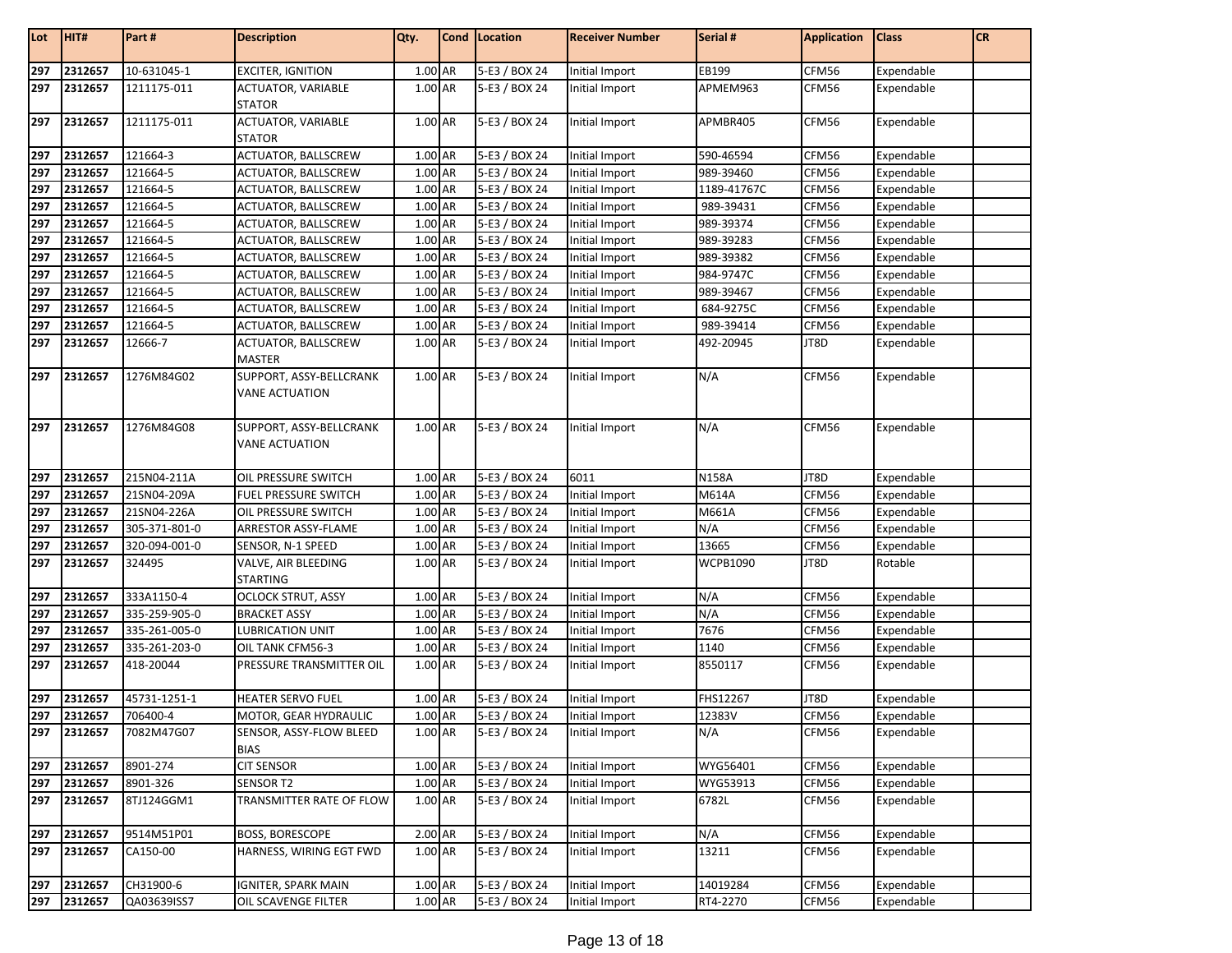| Lot | HIT# | Part # | Description | Qty. | Cond | Location | Receiver Number | Serial # | Application | Class | CR |
|---|---|---|---|---|---|---|---|---|---|---|---|
| 297 | 2312657 | 10-631045-1 | EXCITER, IGNITION | 1.00 | AR | 5-E3 / BOX 24 | Initial Import | EB199 | CFM56 | Expendable | |
| 297 | 2312657 | 1211175-011 | ACTUATOR, VARIABLE STATOR | 1.00 | AR | 5-E3 / BOX 24 | Initial Import | APMEM963 | CFM56 | Expendable | |
| 297 | 2312657 | 1211175-011 | ACTUATOR, VARIABLE STATOR | 1.00 | AR | 5-E3 / BOX 24 | Initial Import | APMBR405 | CFM56 | Expendable | |
| 297 | 2312657 | 121664-3 | ACTUATOR, BALLSCREW | 1.00 | AR | 5-E3 / BOX 24 | Initial Import | 590-46594 | CFM56 | Expendable | |
| 297 | 2312657 | 121664-5 | ACTUATOR, BALLSCREW | 1.00 | AR | 5-E3 / BOX 24 | Initial Import | 989-39460 | CFM56 | Expendable | |
| 297 | 2312657 | 121664-5 | ACTUATOR, BALLSCREW | 1.00 | AR | 5-E3 / BOX 24 | Initial Import | 1189-41767C | CFM56 | Expendable | |
| 297 | 2312657 | 121664-5 | ACTUATOR, BALLSCREW | 1.00 | AR | 5-E3 / BOX 24 | Initial Import | 989-39431 | CFM56 | Expendable | |
| 297 | 2312657 | 121664-5 | ACTUATOR, BALLSCREW | 1.00 | AR | 5-E3 / BOX 24 | Initial Import | 989-39374 | CFM56 | Expendable | |
| 297 | 2312657 | 121664-5 | ACTUATOR, BALLSCREW | 1.00 | AR | 5-E3 / BOX 24 | Initial Import | 989-39283 | CFM56 | Expendable | |
| 297 | 2312657 | 121664-5 | ACTUATOR, BALLSCREW | 1.00 | AR | 5-E3 / BOX 24 | Initial Import | 989-39382 | CFM56 | Expendable | |
| 297 | 2312657 | 121664-5 | ACTUATOR, BALLSCREW | 1.00 | AR | 5-E3 / BOX 24 | Initial Import | 984-9747C | CFM56 | Expendable | |
| 297 | 2312657 | 121664-5 | ACTUATOR, BALLSCREW | 1.00 | AR | 5-E3 / BOX 24 | Initial Import | 989-39467 | CFM56 | Expendable | |
| 297 | 2312657 | 121664-5 | ACTUATOR, BALLSCREW | 1.00 | AR | 5-E3 / BOX 24 | Initial Import | 684-9275C | CFM56 | Expendable | |
| 297 | 2312657 | 121664-5 | ACTUATOR, BALLSCREW | 1.00 | AR | 5-E3 / BOX 24 | Initial Import | 989-39414 | CFM56 | Expendable | |
| 297 | 2312657 | 12666-7 | ACTUATOR, BALLSCREW MASTER | 1.00 | AR | 5-E3 / BOX 24 | Initial Import | 492-20945 | JT8D | Expendable | |
| 297 | 2312657 | 1276M84G02 | SUPPORT, ASSY-BELLCRANK VANE ACTUATION | 1.00 | AR | 5-E3 / BOX 24 | Initial Import | N/A | CFM56 | Expendable | |
| 297 | 2312657 | 1276M84G08 | SUPPORT, ASSY-BELLCRANK VANE ACTUATION | 1.00 | AR | 5-E3 / BOX 24 | Initial Import | N/A | CFM56 | Expendable | |
| 297 | 2312657 | 215N04-211A | OIL PRESSURE SWITCH | 1.00 | AR | 5-E3 / BOX 24 | 6011 | N158A | JT8D | Expendable | |
| 297 | 2312657 | 21SN04-209A | FUEL PRESSURE SWITCH | 1.00 | AR | 5-E3 / BOX 24 | Initial Import | M614A | CFM56 | Expendable | |
| 297 | 2312657 | 21SN04-226A | OIL PRESSURE SWITCH | 1.00 | AR | 5-E3 / BOX 24 | Initial Import | M661A | CFM56 | Expendable | |
| 297 | 2312657 | 305-371-801-0 | ARRESTOR ASSY-FLAME | 1.00 | AR | 5-E3 / BOX 24 | Initial Import | N/A | CFM56 | Expendable | |
| 297 | 2312657 | 320-094-001-0 | SENSOR, N-1 SPEED | 1.00 | AR | 5-E3 / BOX 24 | Initial Import | 13665 | CFM56 | Expendable | |
| 297 | 2312657 | 324495 | VALVE, AIR BLEEDING STARTING | 1.00 | AR | 5-E3 / BOX 24 | Initial Import | WCPB1090 | JT8D | Rotable | |
| 297 | 2312657 | 333A1150-4 | OCLOCK STRUT, ASSY | 1.00 | AR | 5-E3 / BOX 24 | Initial Import | N/A | CFM56 | Expendable | |
| 297 | 2312657 | 335-259-905-0 | BRACKET ASSY | 1.00 | AR | 5-E3 / BOX 24 | Initial Import | N/A | CFM56 | Expendable | |
| 297 | 2312657 | 335-261-005-0 | LUBRICATION UNIT | 1.00 | AR | 5-E3 / BOX 24 | Initial Import | 7676 | CFM56 | Expendable | |
| 297 | 2312657 | 335-261-203-0 | OIL TANK CFM56-3 | 1.00 | AR | 5-E3 / BOX 24 | Initial Import | 1140 | CFM56 | Expendable | |
| 297 | 2312657 | 418-20044 | PRESSURE TRANSMITTER OIL | 1.00 | AR | 5-E3 / BOX 24 | Initial Import | 8550117 | CFM56 | Expendable | |
| 297 | 2312657 | 45731-1251-1 | HEATER SERVO FUEL | 1.00 | AR | 5-E3 / BOX 24 | Initial Import | FHS12267 | JT8D | Expendable | |
| 297 | 2312657 | 706400-4 | MOTOR, GEAR HYDRAULIC | 1.00 | AR | 5-E3 / BOX 24 | Initial Import | 12383V | CFM56 | Expendable | |
| 297 | 2312657 | 7082M47G07 | SENSOR, ASSY-FLOW BLEED BIAS | 1.00 | AR | 5-E3 / BOX 24 | Initial Import | N/A | CFM56 | Expendable | |
| 297 | 2312657 | 8901-274 | CIT SENSOR | 1.00 | AR | 5-E3 / BOX 24 | Initial Import | WYG56401 | CFM56 | Expendable | |
| 297 | 2312657 | 8901-326 | SENSOR T2 | 1.00 | AR | 5-E3 / BOX 24 | Initial Import | WYG53913 | CFM56 | Expendable | |
| 297 | 2312657 | 8TJ124GGM1 | TRANSMITTER RATE OF FLOW | 1.00 | AR | 5-E3 / BOX 24 | Initial Import | 6782L | CFM56 | Expendable | |
| 297 | 2312657 | 9514M51P01 | BOSS, BORESCOPE | 2.00 | AR | 5-E3 / BOX 24 | Initial Import | N/A | CFM56 | Expendable | |
| 297 | 2312657 | CA150-00 | HARNESS, WIRING EGT FWD | 1.00 | AR | 5-E3 / BOX 24 | Initial Import | 13211 | CFM56 | Expendable | |
| 297 | 2312657 | CH31900-6 | IGNITER, SPARK MAIN | 1.00 | AR | 5-E3 / BOX 24 | Initial Import | 14019284 | CFM56 | Expendable | |
| 297 | 2312657 | QA03639ISS7 | OIL SCAVENGE FILTER | 1.00 | AR | 5-E3 / BOX 24 | Initial Import | RT4-2270 | CFM56 | Expendable | |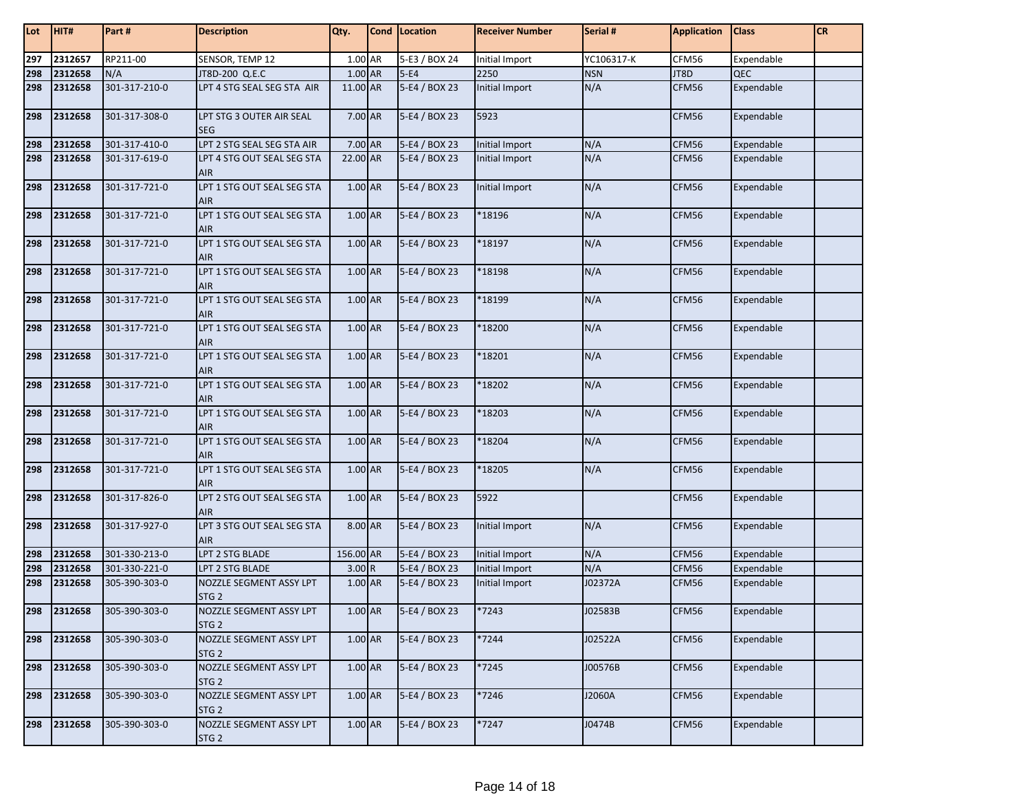| Lot | HIT# | Part # | Description | Qty. | Cond | Location | Receiver Number | Serial # | Application | Class | CR |
|---|---|---|---|---|---|---|---|---|---|---|---|
| 297 | 2312657 | RP211-00 | SENSOR, TEMP 12 | 1.00 | AR | 5-E3 / BOX 24 | Initial Import | YC106317-K | CFM56 | Expendable | |
| 298 | 2312658 | N/A | JT8D-200 Q.E.C | 1.00 | AR | 5-E4 | 2250 | NSN | JT8D | QEC | |
| 298 | 2312658 | 301-317-210-0 | LPT 4 STG SEAL SEG STA AIR | 11.00 | AR | 5-E4 / BOX 23 | Initial Import | N/A | CFM56 | Expendable | |
| 298 | 2312658 | 301-317-308-0 | LPT STG 3 OUTER AIR SEAL SEG | 7.00 | AR | 5-E4 / BOX 23 | 5923 | | CFM56 | Expendable | |
| 298 | 2312658 | 301-317-410-0 | LPT 2 STG SEAL SEG STA AIR | 7.00 | AR | 5-E4 / BOX 23 | Initial Import | N/A | CFM56 | Expendable | |
| 298 | 2312658 | 301-317-619-0 | LPT 4 STG OUT SEAL SEG STA AIR | 22.00 | AR | 5-E4 / BOX 23 | Initial Import | N/A | CFM56 | Expendable | |
| 298 | 2312658 | 301-317-721-0 | LPT 1 STG OUT SEAL SEG STA AIR | 1.00 | AR | 5-E4 / BOX 23 | Initial Import | N/A | CFM56 | Expendable | |
| 298 | 2312658 | 301-317-721-0 | LPT 1 STG OUT SEAL SEG STA AIR | 1.00 | AR | 5-E4 / BOX 23 | *18196 | N/A | CFM56 | Expendable | |
| 298 | 2312658 | 301-317-721-0 | LPT 1 STG OUT SEAL SEG STA AIR | 1.00 | AR | 5-E4 / BOX 23 | *18197 | N/A | CFM56 | Expendable | |
| 298 | 2312658 | 301-317-721-0 | LPT 1 STG OUT SEAL SEG STA AIR | 1.00 | AR | 5-E4 / BOX 23 | *18198 | N/A | CFM56 | Expendable | |
| 298 | 2312658 | 301-317-721-0 | LPT 1 STG OUT SEAL SEG STA AIR | 1.00 | AR | 5-E4 / BOX 23 | *18199 | N/A | CFM56 | Expendable | |
| 298 | 2312658 | 301-317-721-0 | LPT 1 STG OUT SEAL SEG STA AIR | 1.00 | AR | 5-E4 / BOX 23 | *18200 | N/A | CFM56 | Expendable | |
| 298 | 2312658 | 301-317-721-0 | LPT 1 STG OUT SEAL SEG STA AIR | 1.00 | AR | 5-E4 / BOX 23 | *18201 | N/A | CFM56 | Expendable | |
| 298 | 2312658 | 301-317-721-0 | LPT 1 STG OUT SEAL SEG STA AIR | 1.00 | AR | 5-E4 / BOX 23 | *18202 | N/A | CFM56 | Expendable | |
| 298 | 2312658 | 301-317-721-0 | LPT 1 STG OUT SEAL SEG STA AIR | 1.00 | AR | 5-E4 / BOX 23 | *18203 | N/A | CFM56 | Expendable | |
| 298 | 2312658 | 301-317-721-0 | LPT 1 STG OUT SEAL SEG STA AIR | 1.00 | AR | 5-E4 / BOX 23 | *18204 | N/A | CFM56 | Expendable | |
| 298 | 2312658 | 301-317-721-0 | LPT 1 STG OUT SEAL SEG STA AIR | 1.00 | AR | 5-E4 / BOX 23 | *18205 | N/A | CFM56 | Expendable | |
| 298 | 2312658 | 301-317-826-0 | LPT 2 STG OUT SEAL SEG STA AIR | 1.00 | AR | 5-E4 / BOX 23 | 5922 | | CFM56 | Expendable | |
| 298 | 2312658 | 301-317-927-0 | LPT 3 STG OUT SEAL SEG STA AIR | 8.00 | AR | 5-E4 / BOX 23 | Initial Import | N/A | CFM56 | Expendable | |
| 298 | 2312658 | 301-330-213-0 | LPT 2 STG BLADE | 156.00 | AR | 5-E4 / BOX 23 | Initial Import | N/A | CFM56 | Expendable | |
| 298 | 2312658 | 301-330-221-0 | LPT 2 STG BLADE | 3.00 | R | 5-E4 / BOX 23 | Initial Import | N/A | CFM56 | Expendable | |
| 298 | 2312658 | 305-390-303-0 | NOZZLE SEGMENT ASSY LPT STG 2 | 1.00 | AR | 5-E4 / BOX 23 | Initial Import | J02372A | CFM56 | Expendable | |
| 298 | 2312658 | 305-390-303-0 | NOZZLE SEGMENT ASSY LPT STG 2 | 1.00 | AR | 5-E4 / BOX 23 | *7243 | J02583B | CFM56 | Expendable | |
| 298 | 2312658 | 305-390-303-0 | NOZZLE SEGMENT ASSY LPT STG 2 | 1.00 | AR | 5-E4 / BOX 23 | *7244 | J02522A | CFM56 | Expendable | |
| 298 | 2312658 | 305-390-303-0 | NOZZLE SEGMENT ASSY LPT STG 2 | 1.00 | AR | 5-E4 / BOX 23 | *7245 | J00576B | CFM56 | Expendable | |
| 298 | 2312658 | 305-390-303-0 | NOZZLE SEGMENT ASSY LPT STG 2 | 1.00 | AR | 5-E4 / BOX 23 | *7246 | J2060A | CFM56 | Expendable | |
| 298 | 2312658 | 305-390-303-0 | NOZZLE SEGMENT ASSY LPT STG 2 | 1.00 | AR | 5-E4 / BOX 23 | *7247 | J0474B | CFM56 | Expendable | |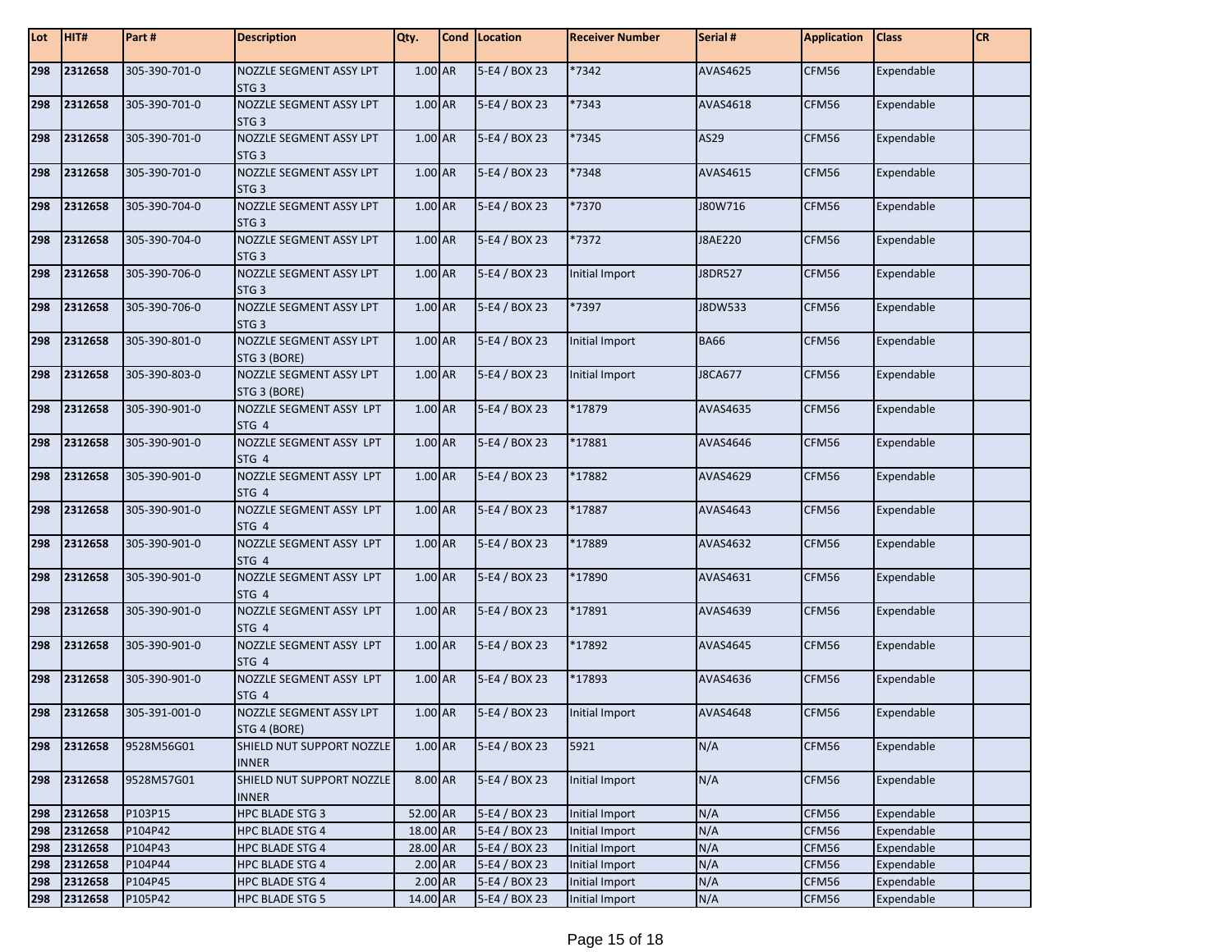| Lot | HIT# | Part # | Description | Qty. | Cond | Location | Receiver Number | Serial # | Application | Class | CR |
|---|---|---|---|---|---|---|---|---|---|---|---|
| 298 | 2312658 | 305-390-701-0 | NOZZLE SEGMENT ASSY LPT STG 3 | 1.00 | AR | 5-E4 / BOX 23 | *7342 | AVAS4625 | CFM56 | Expendable | |
| 298 | 2312658 | 305-390-701-0 | NOZZLE SEGMENT ASSY LPT STG 3 | 1.00 | AR | 5-E4 / BOX 23 | *7343 | AVAS4618 | CFM56 | Expendable | |
| 298 | 2312658 | 305-390-701-0 | NOZZLE SEGMENT ASSY LPT STG 3 | 1.00 | AR | 5-E4 / BOX 23 | *7345 | AS29 | CFM56 | Expendable | |
| 298 | 2312658 | 305-390-701-0 | NOZZLE SEGMENT ASSY LPT STG 3 | 1.00 | AR | 5-E4 / BOX 23 | *7348 | AVAS4615 | CFM56 | Expendable | |
| 298 | 2312658 | 305-390-704-0 | NOZZLE SEGMENT ASSY LPT STG 3 | 1.00 | AR | 5-E4 / BOX 23 | *7370 | J80W716 | CFM56 | Expendable | |
| 298 | 2312658 | 305-390-704-0 | NOZZLE SEGMENT ASSY LPT STG 3 | 1.00 | AR | 5-E4 / BOX 23 | *7372 | J8AE220 | CFM56 | Expendable | |
| 298 | 2312658 | 305-390-706-0 | NOZZLE SEGMENT ASSY LPT STG 3 | 1.00 | AR | 5-E4 / BOX 23 | Initial Import | J8DR527 | CFM56 | Expendable | |
| 298 | 2312658 | 305-390-706-0 | NOZZLE SEGMENT ASSY LPT STG 3 | 1.00 | AR | 5-E4 / BOX 23 | *7397 | J8DW533 | CFM56 | Expendable | |
| 298 | 2312658 | 305-390-801-0 | NOZZLE SEGMENT ASSY LPT STG 3 (BORE) | 1.00 | AR | 5-E4 / BOX 23 | Initial Import | BA66 | CFM56 | Expendable | |
| 298 | 2312658 | 305-390-803-0 | NOZZLE SEGMENT ASSY LPT STG 3 (BORE) | 1.00 | AR | 5-E4 / BOX 23 | Initial Import | J8CA677 | CFM56 | Expendable | |
| 298 | 2312658 | 305-390-901-0 | NOZZLE SEGMENT ASSY LPT STG 4 | 1.00 | AR | 5-E4 / BOX 23 | *17879 | AVAS4635 | CFM56 | Expendable | |
| 298 | 2312658 | 305-390-901-0 | NOZZLE SEGMENT ASSY LPT STG 4 | 1.00 | AR | 5-E4 / BOX 23 | *17881 | AVAS4646 | CFM56 | Expendable | |
| 298 | 2312658 | 305-390-901-0 | NOZZLE SEGMENT ASSY LPT STG 4 | 1.00 | AR | 5-E4 / BOX 23 | *17882 | AVAS4629 | CFM56 | Expendable | |
| 298 | 2312658 | 305-390-901-0 | NOZZLE SEGMENT ASSY LPT STG 4 | 1.00 | AR | 5-E4 / BOX 23 | *17887 | AVAS4643 | CFM56 | Expendable | |
| 298 | 2312658 | 305-390-901-0 | NOZZLE SEGMENT ASSY LPT STG 4 | 1.00 | AR | 5-E4 / BOX 23 | *17889 | AVAS4632 | CFM56 | Expendable | |
| 298 | 2312658 | 305-390-901-0 | NOZZLE SEGMENT ASSY LPT STG 4 | 1.00 | AR | 5-E4 / BOX 23 | *17890 | AVAS4631 | CFM56 | Expendable | |
| 298 | 2312658 | 305-390-901-0 | NOZZLE SEGMENT ASSY LPT STG 4 | 1.00 | AR | 5-E4 / BOX 23 | *17891 | AVAS4639 | CFM56 | Expendable | |
| 298 | 2312658 | 305-390-901-0 | NOZZLE SEGMENT ASSY LPT STG 4 | 1.00 | AR | 5-E4 / BOX 23 | *17892 | AVAS4645 | CFM56 | Expendable | |
| 298 | 2312658 | 305-390-901-0 | NOZZLE SEGMENT ASSY LPT STG 4 | 1.00 | AR | 5-E4 / BOX 23 | *17893 | AVAS4636 | CFM56 | Expendable | |
| 298 | 2312658 | 305-391-001-0 | NOZZLE SEGMENT ASSY LPT STG 4 (BORE) | 1.00 | AR | 5-E4 / BOX 23 | Initial Import | AVAS4648 | CFM56 | Expendable | |
| 298 | 2312658 | 9528M56G01 | SHIELD NUT SUPPORT NOZZLE INNER | 1.00 | AR | 5-E4 / BOX 23 | 5921 | N/A | CFM56 | Expendable | |
| 298 | 2312658 | 9528M57G01 | SHIELD NUT SUPPORT NOZZLE INNER | 8.00 | AR | 5-E4 / BOX 23 | Initial Import | N/A | CFM56 | Expendable | |
| 298 | 2312658 | P103P15 | HPC BLADE STG 3 | 52.00 | AR | 5-E4 / BOX 23 | Initial Import | N/A | CFM56 | Expendable | |
| 298 | 2312658 | P104P42 | HPC BLADE STG 4 | 18.00 | AR | 5-E4 / BOX 23 | Initial Import | N/A | CFM56 | Expendable | |
| 298 | 2312658 | P104P43 | HPC BLADE STG 4 | 28.00 | AR | 5-E4 / BOX 23 | Initial Import | N/A | CFM56 | Expendable | |
| 298 | 2312658 | P104P44 | HPC BLADE STG 4 | 2.00 | AR | 5-E4 / BOX 23 | Initial Import | N/A | CFM56 | Expendable | |
| 298 | 2312658 | P104P45 | HPC BLADE STG 4 | 2.00 | AR | 5-E4 / BOX 23 | Initial Import | N/A | CFM56 | Expendable | |
| 298 | 2312658 | P105P42 | HPC BLADE STG 5 | 14.00 | AR | 5-E4 / BOX 23 | Initial Import | N/A | CFM56 | Expendable | |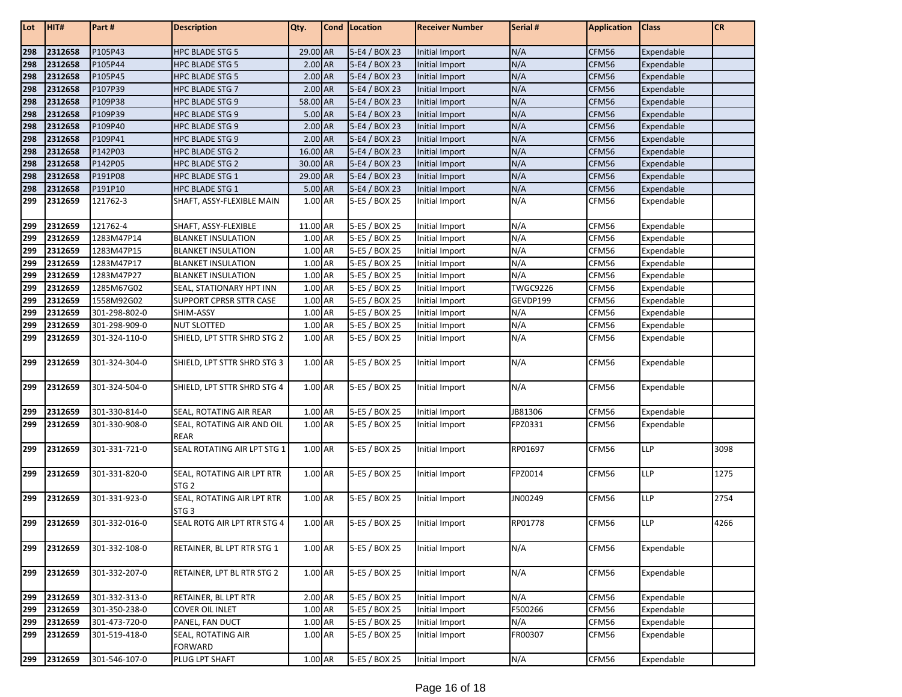| Lot | HIT# | Part # | Description | Qty. | Cond | Location | Receiver Number | Serial # | Application | Class | CR |
|---|---|---|---|---|---|---|---|---|---|---|---|
| 298 | 2312658 | P105P43 | HPC BLADE STG 5 | 29.00 | AR | 5-E4 / BOX 23 | Initial Import | N/A | CFM56 | Expendable | |
| 298 | 2312658 | P105P44 | HPC BLADE STG 5 | 2.00 | AR | 5-E4 / BOX 23 | Initial Import | N/A | CFM56 | Expendable | |
| 298 | 2312658 | P105P45 | HPC BLADE STG 5 | 2.00 | AR | 5-E4 / BOX 23 | Initial Import | N/A | CFM56 | Expendable | |
| 298 | 2312658 | P107P39 | HPC BLADE STG 7 | 2.00 | AR | 5-E4 / BOX 23 | Initial Import | N/A | CFM56 | Expendable | |
| 298 | 2312658 | P109P38 | HPC BLADE STG 9 | 58.00 | AR | 5-E4 / BOX 23 | Initial Import | N/A | CFM56 | Expendable | |
| 298 | 2312658 | P109P39 | HPC BLADE STG 9 | 5.00 | AR | 5-E4 / BOX 23 | Initial Import | N/A | CFM56 | Expendable | |
| 298 | 2312658 | P109P40 | HPC BLADE STG 9 | 2.00 | AR | 5-E4 / BOX 23 | Initial Import | N/A | CFM56 | Expendable | |
| 298 | 2312658 | P109P41 | HPC BLADE STG 9 | 2.00 | AR | 5-E4 / BOX 23 | Initial Import | N/A | CFM56 | Expendable | |
| 298 | 2312658 | P142P03 | HPC BLADE STG 2 | 16.00 | AR | 5-E4 / BOX 23 | Initial Import | N/A | CFM56 | Expendable | |
| 298 | 2312658 | P142P05 | HPC BLADE STG 2 | 30.00 | AR | 5-E4 / BOX 23 | Initial Import | N/A | CFM56 | Expendable | |
| 298 | 2312658 | P191P08 | HPC BLADE STG 1 | 29.00 | AR | 5-E4 / BOX 23 | Initial Import | N/A | CFM56 | Expendable | |
| 298 | 2312658 | P191P10 | HPC BLADE STG 1 | 5.00 | AR | 5-E4 / BOX 23 | Initial Import | N/A | CFM56 | Expendable | |
| 299 | 2312659 | 121762-3 | SHAFT, ASSY-FLEXIBLE MAIN | 1.00 | AR | 5-E5 / BOX 25 | Initial Import | N/A | CFM56 | Expendable | |
| 299 | 2312659 | 121762-4 | SHAFT, ASSY-FLEXIBLE | 11.00 | AR | 5-E5 / BOX 25 | Initial Import | N/A | CFM56 | Expendable | |
| 299 | 2312659 | 1283M47P14 | BLANKET INSULATION | 1.00 | AR | 5-E5 / BOX 25 | Initial Import | N/A | CFM56 | Expendable | |
| 299 | 2312659 | 1283M47P15 | BLANKET INSULATION | 1.00 | AR | 5-E5 / BOX 25 | Initial Import | N/A | CFM56 | Expendable | |
| 299 | 2312659 | 1283M47P17 | BLANKET INSULATION | 1.00 | AR | 5-E5 / BOX 25 | Initial Import | N/A | CFM56 | Expendable | |
| 299 | 2312659 | 1283M47P27 | BLANKET INSULATION | 1.00 | AR | 5-E5 / BOX 25 | Initial Import | N/A | CFM56 | Expendable | |
| 299 | 2312659 | 1285M67G02 | SEAL, STATIONARY HPT INN | 1.00 | AR | 5-E5 / BOX 25 | Initial Import | TWGC9226 | CFM56 | Expendable | |
| 299 | 2312659 | 1558M92G02 | SUPPORT CPRSR STTR CASE | 1.00 | AR | 5-E5 / BOX 25 | Initial Import | GEVDP199 | CFM56 | Expendable | |
| 299 | 2312659 | 301-298-802-0 | SHIM-ASSY | 1.00 | AR | 5-E5 / BOX 25 | Initial Import | N/A | CFM56 | Expendable | |
| 299 | 2312659 | 301-298-909-0 | NUT SLOTTED | 1.00 | AR | 5-E5 / BOX 25 | Initial Import | N/A | CFM56 | Expendable | |
| 299 | 2312659 | 301-324-110-0 | SHIELD, LPT STTR SHRD STG 2 | 1.00 | AR | 5-E5 / BOX 25 | Initial Import | N/A | CFM56 | Expendable | |
| 299 | 2312659 | 301-324-304-0 | SHIELD, LPT STTR SHRD STG 3 | 1.00 | AR | 5-E5 / BOX 25 | Initial Import | N/A | CFM56 | Expendable | |
| 299 | 2312659 | 301-324-504-0 | SHIELD, LPT STTR SHRD STG 4 | 1.00 | AR | 5-E5 / BOX 25 | Initial Import | N/A | CFM56 | Expendable | |
| 299 | 2312659 | 301-330-814-0 | SEAL, ROTATING AIR REAR | 1.00 | AR | 5-E5 / BOX 25 | Initial Import | JB81306 | CFM56 | Expendable | |
| 299 | 2312659 | 301-330-908-0 | SEAL, ROTATING AIR AND OIL REAR | 1.00 | AR | 5-E5 / BOX 25 | Initial Import | FPZ0331 | CFM56 | Expendable | |
| 299 | 2312659 | 301-331-721-0 | SEAL ROTATING AIR LPT STG 1 | 1.00 | AR | 5-E5 / BOX 25 | Initial Import | RP01697 | CFM56 | LLP | 3098 |
| 299 | 2312659 | 301-331-820-0 | SEAL, ROTATING AIR LPT RTR STG 2 | 1.00 | AR | 5-E5 / BOX 25 | Initial Import | FPZ0014 | CFM56 | LLP | 1275 |
| 299 | 2312659 | 301-331-923-0 | SEAL, ROTATING AIR LPT RTR STG 3 | 1.00 | AR | 5-E5 / BOX 25 | Initial Import | JN00249 | CFM56 | LLP | 2754 |
| 299 | 2312659 | 301-332-016-0 | SEAL ROTG AIR LPT RTR STG 4 | 1.00 | AR | 5-E5 / BOX 25 | Initial Import | RP01778 | CFM56 | LLP | 4266 |
| 299 | 2312659 | 301-332-108-0 | RETAINER, BL LPT RTR STG 1 | 1.00 | AR | 5-E5 / BOX 25 | Initial Import | N/A | CFM56 | Expendable | |
| 299 | 2312659 | 301-332-207-0 | RETAINER, LPT BL RTR STG 2 | 1.00 | AR | 5-E5 / BOX 25 | Initial Import | N/A | CFM56 | Expendable | |
| 299 | 2312659 | 301-332-313-0 | RETAINER, BL LPT RTR | 2.00 | AR | 5-E5 / BOX 25 | Initial Import | N/A | CFM56 | Expendable | |
| 299 | 2312659 | 301-350-238-0 | COVER OIL INLET | 1.00 | AR | 5-E5 / BOX 25 | Initial Import | F500266 | CFM56 | Expendable | |
| 299 | 2312659 | 301-473-720-0 | PANEL, FAN DUCT | 1.00 | AR | 5-E5 / BOX 25 | Initial Import | N/A | CFM56 | Expendable | |
| 299 | 2312659 | 301-519-418-0 | SEAL, ROTATING AIR FORWARD | 1.00 | AR | 5-E5 / BOX 25 | Initial Import | FR00307 | CFM56 | Expendable | |
| 299 | 2312659 | 301-546-107-0 | PLUG LPT SHAFT | 1.00 | AR | 5-E5 / BOX 25 | Initial Import | N/A | CFM56 | Expendable | |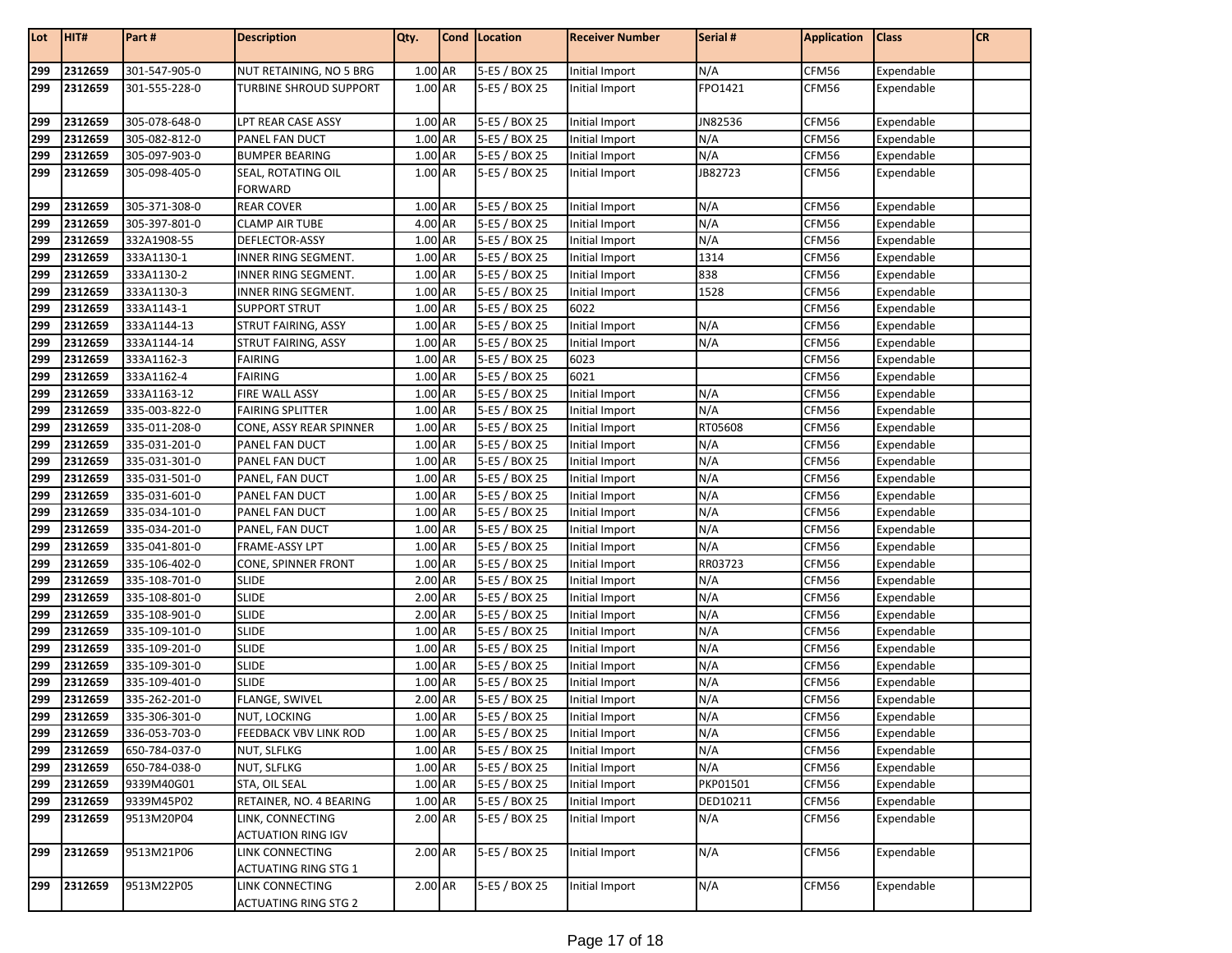| Lot | HIT# | Part # | Description | Qty. | Cond | Location | Receiver Number | Serial # | Application | Class | CR |
|---|---|---|---|---|---|---|---|---|---|---|---|
| 299 | 2312659 | 301-547-905-0 | NUT RETAINING, NO 5 BRG | 1.00 | AR | 5-E5 / BOX 25 | Initial Import | N/A | CFM56 | Expendable | |
| 299 | 2312659 | 301-555-228-0 | TURBINE SHROUD SUPPORT | 1.00 | AR | 5-E5 / BOX 25 | Initial Import | FPO1421 | CFM56 | Expendable | |
| 299 | 2312659 | 305-078-648-0 | LPT REAR CASE ASSY | 1.00 | AR | 5-E5 / BOX 25 | Initial Import | JN82536 | CFM56 | Expendable | |
| 299 | 2312659 | 305-082-812-0 | PANEL FAN DUCT | 1.00 | AR | 5-E5 / BOX 25 | Initial Import | N/A | CFM56 | Expendable | |
| 299 | 2312659 | 305-097-903-0 | BUMPER BEARING | 1.00 | AR | 5-E5 / BOX 25 | Initial Import | N/A | CFM56 | Expendable | |
| 299 | 2312659 | 305-098-405-0 | SEAL, ROTATING OIL FORWARD | 1.00 | AR | 5-E5 / BOX 25 | Initial Import | JB82723 | CFM56 | Expendable | |
| 299 | 2312659 | 305-371-308-0 | REAR COVER | 1.00 | AR | 5-E5 / BOX 25 | Initial Import | N/A | CFM56 | Expendable | |
| 299 | 2312659 | 305-397-801-0 | CLAMP AIR TUBE | 4.00 | AR | 5-E5 / BOX 25 | Initial Import | N/A | CFM56 | Expendable | |
| 299 | 2312659 | 332A1908-55 | DEFLECTOR-ASSY | 1.00 | AR | 5-E5 / BOX 25 | Initial Import | N/A | CFM56 | Expendable | |
| 299 | 2312659 | 333A1130-1 | INNER RING SEGMENT. | 1.00 | AR | 5-E5 / BOX 25 | Initial Import | 1314 | CFM56 | Expendable | |
| 299 | 2312659 | 333A1130-2 | INNER RING SEGMENT. | 1.00 | AR | 5-E5 / BOX 25 | Initial Import | 838 | CFM56 | Expendable | |
| 299 | 2312659 | 333A1130-3 | INNER RING SEGMENT. | 1.00 | AR | 5-E5 / BOX 25 | Initial Import | 1528 | CFM56 | Expendable | |
| 299 | 2312659 | 333A1143-1 | SUPPORT STRUT | 1.00 | AR | 5-E5 / BOX 25 | 6022 | | CFM56 | Expendable | |
| 299 | 2312659 | 333A1144-13 | STRUT FAIRING, ASSY | 1.00 | AR | 5-E5 / BOX 25 | Initial Import | N/A | CFM56 | Expendable | |
| 299 | 2312659 | 333A1144-14 | STRUT FAIRING, ASSY | 1.00 | AR | 5-E5 / BOX 25 | Initial Import | N/A | CFM56 | Expendable | |
| 299 | 2312659 | 333A1162-3 | FAIRING | 1.00 | AR | 5-E5 / BOX 25 | 6023 | | CFM56 | Expendable | |
| 299 | 2312659 | 333A1162-4 | FAIRING | 1.00 | AR | 5-E5 / BOX 25 | 6021 | | CFM56 | Expendable | |
| 299 | 2312659 | 333A1163-12 | FIRE WALL ASSY | 1.00 | AR | 5-E5 / BOX 25 | Initial Import | N/A | CFM56 | Expendable | |
| 299 | 2312659 | 335-003-822-0 | FAIRING SPLITTER | 1.00 | AR | 5-E5 / BOX 25 | Initial Import | N/A | CFM56 | Expendable | |
| 299 | 2312659 | 335-011-208-0 | CONE, ASSY REAR SPINNER | 1.00 | AR | 5-E5 / BOX 25 | Initial Import | RT05608 | CFM56 | Expendable | |
| 299 | 2312659 | 335-031-201-0 | PANEL FAN DUCT | 1.00 | AR | 5-E5 / BOX 25 | Initial Import | N/A | CFM56 | Expendable | |
| 299 | 2312659 | 335-031-301-0 | PANEL FAN DUCT | 1.00 | AR | 5-E5 / BOX 25 | Initial Import | N/A | CFM56 | Expendable | |
| 299 | 2312659 | 335-031-501-0 | PANEL, FAN DUCT | 1.00 | AR | 5-E5 / BOX 25 | Initial Import | N/A | CFM56 | Expendable | |
| 299 | 2312659 | 335-031-601-0 | PANEL FAN DUCT | 1.00 | AR | 5-E5 / BOX 25 | Initial Import | N/A | CFM56 | Expendable | |
| 299 | 2312659 | 335-034-101-0 | PANEL FAN DUCT | 1.00 | AR | 5-E5 / BOX 25 | Initial Import | N/A | CFM56 | Expendable | |
| 299 | 2312659 | 335-034-201-0 | PANEL, FAN DUCT | 1.00 | AR | 5-E5 / BOX 25 | Initial Import | N/A | CFM56 | Expendable | |
| 299 | 2312659 | 335-041-801-0 | FRAME-ASSY LPT | 1.00 | AR | 5-E5 / BOX 25 | Initial Import | N/A | CFM56 | Expendable | |
| 299 | 2312659 | 335-106-402-0 | CONE, SPINNER FRONT | 1.00 | AR | 5-E5 / BOX 25 | Initial Import | RR03723 | CFM56 | Expendable | |
| 299 | 2312659 | 335-108-701-0 | SLIDE | 2.00 | AR | 5-E5 / BOX 25 | Initial Import | N/A | CFM56 | Expendable | |
| 299 | 2312659 | 335-108-801-0 | SLIDE | 2.00 | AR | 5-E5 / BOX 25 | Initial Import | N/A | CFM56 | Expendable | |
| 299 | 2312659 | 335-108-901-0 | SLIDE | 2.00 | AR | 5-E5 / BOX 25 | Initial Import | N/A | CFM56 | Expendable | |
| 299 | 2312659 | 335-109-101-0 | SLIDE | 1.00 | AR | 5-E5 / BOX 25 | Initial Import | N/A | CFM56 | Expendable | |
| 299 | 2312659 | 335-109-201-0 | SLIDE | 1.00 | AR | 5-E5 / BOX 25 | Initial Import | N/A | CFM56 | Expendable | |
| 299 | 2312659 | 335-109-301-0 | SLIDE | 1.00 | AR | 5-E5 / BOX 25 | Initial Import | N/A | CFM56 | Expendable | |
| 299 | 2312659 | 335-109-401-0 | SLIDE | 1.00 | AR | 5-E5 / BOX 25 | Initial Import | N/A | CFM56 | Expendable | |
| 299 | 2312659 | 335-262-201-0 | FLANGE, SWIVEL | 2.00 | AR | 5-E5 / BOX 25 | Initial Import | N/A | CFM56 | Expendable | |
| 299 | 2312659 | 335-306-301-0 | NUT, LOCKING | 1.00 | AR | 5-E5 / BOX 25 | Initial Import | N/A | CFM56 | Expendable | |
| 299 | 2312659 | 336-053-703-0 | FEEDBACK VBV LINK ROD | 1.00 | AR | 5-E5 / BOX 25 | Initial Import | N/A | CFM56 | Expendable | |
| 299 | 2312659 | 650-784-037-0 | NUT, SLFLKG | 1.00 | AR | 5-E5 / BOX 25 | Initial Import | N/A | CFM56 | Expendable | |
| 299 | 2312659 | 650-784-038-0 | NUT, SLFLKG | 1.00 | AR | 5-E5 / BOX 25 | Initial Import | N/A | CFM56 | Expendable | |
| 299 | 2312659 | 9339M40G01 | STA, OIL SEAL | 1.00 | AR | 5-E5 / BOX 25 | Initial Import | PKP01501 | CFM56 | Expendable | |
| 299 | 2312659 | 9339M45P02 | RETAINER, NO. 4 BEARING | 1.00 | AR | 5-E5 / BOX 25 | Initial Import | DED10211 | CFM56 | Expendable | |
| 299 | 2312659 | 9513M20P04 | LINK, CONNECTING ACTUATION RING IGV | 2.00 | AR | 5-E5 / BOX 25 | Initial Import | N/A | CFM56 | Expendable | |
| 299 | 2312659 | 9513M21P06 | LINK CONNECTING ACTUATING RING STG 1 | 2.00 | AR | 5-E5 / BOX 25 | Initial Import | N/A | CFM56 | Expendable | |
| 299 | 2312659 | 9513M22P05 | LINK CONNECTING ACTUATING RING STG 2 | 2.00 | AR | 5-E5 / BOX 25 | Initial Import | N/A | CFM56 | Expendable | |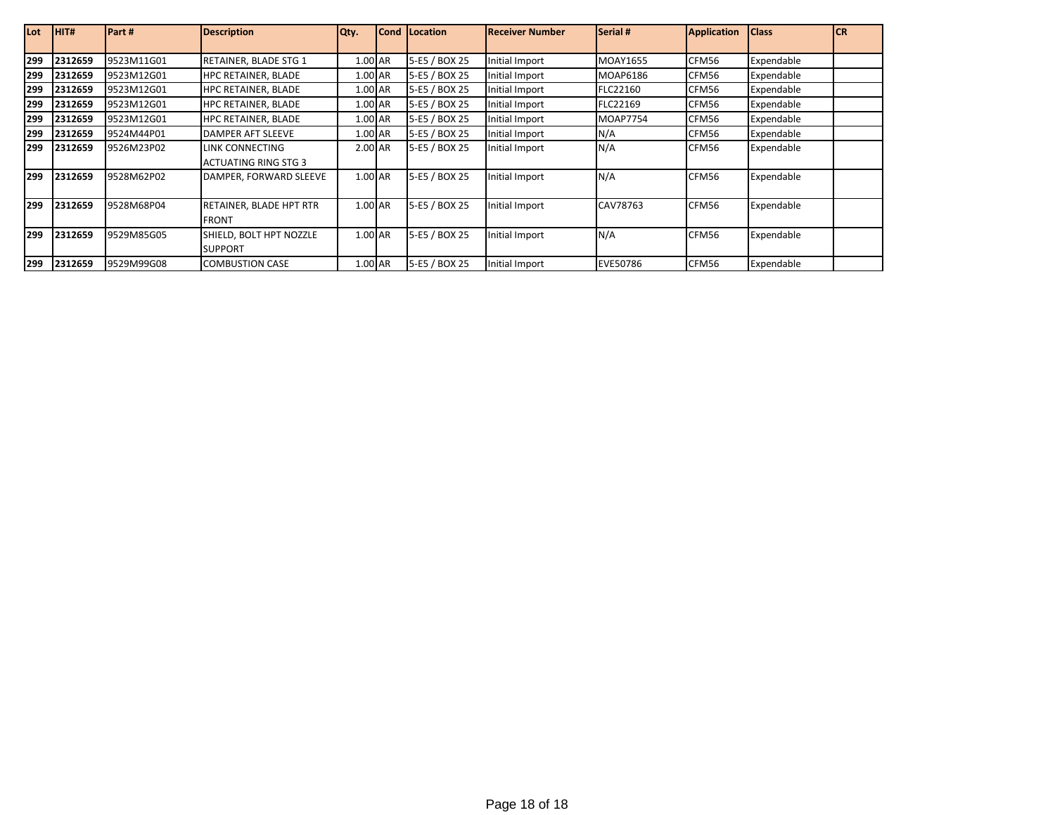| Lot | HIT# | Part # | Description | Qty. | Cond | Location | Receiver Number | Serial # | Application | Class | CR |
|---|---|---|---|---|---|---|---|---|---|---|---|
| 299 | 2312659 | 9523M11G01 | RETAINER, BLADE STG 1 | 1.00 | AR | 5-E5 / BOX 25 | Initial Import | MOAY1655 | CFM56 | Expendable | |
| 299 | 2312659 | 9523M12G01 | HPC RETAINER, BLADE | 1.00 | AR | 5-E5 / BOX 25 | Initial Import | MOAP6186 | CFM56 | Expendable | |
| 299 | 2312659 | 9523M12G01 | HPC RETAINER, BLADE | 1.00 | AR | 5-E5 / BOX 25 | Initial Import | FLC22160 | CFM56 | Expendable | |
| 299 | 2312659 | 9523M12G01 | HPC RETAINER, BLADE | 1.00 | AR | 5-E5 / BOX 25 | Initial Import | FLC22169 | CFM56 | Expendable | |
| 299 | 2312659 | 9523M12G01 | HPC RETAINER, BLADE | 1.00 | AR | 5-E5 / BOX 25 | Initial Import | MOAP7754 | CFM56 | Expendable | |
| 299 | 2312659 | 9524M44P01 | DAMPER AFT SLEEVE | 1.00 | AR | 5-E5 / BOX 25 | Initial Import | N/A | CFM56 | Expendable | |
| 299 | 2312659 | 9526M23P02 | LINK CONNECTING ACTUATING RING STG 3 | 2.00 | AR | 5-E5 / BOX 25 | Initial Import | N/A | CFM56 | Expendable | |
| 299 | 2312659 | 9528M62P02 | DAMPER, FORWARD SLEEVE | 1.00 | AR | 5-E5 / BOX 25 | Initial Import | N/A | CFM56 | Expendable | |
| 299 | 2312659 | 9528M68P04 | RETAINER, BLADE HPT RTR FRONT | 1.00 | AR | 5-E5 / BOX 25 | Initial Import | CAV78763 | CFM56 | Expendable | |
| 299 | 2312659 | 9529M85G05 | SHIELD, BOLT HPT NOZZLE SUPPORT | 1.00 | AR | 5-E5 / BOX 25 | Initial Import | N/A | CFM56 | Expendable | |
| 299 | 2312659 | 9529M99G08 | COMBUSTION CASE | 1.00 | AR | 5-E5 / BOX 25 | Initial Import | EVE50786 | CFM56 | Expendable | |